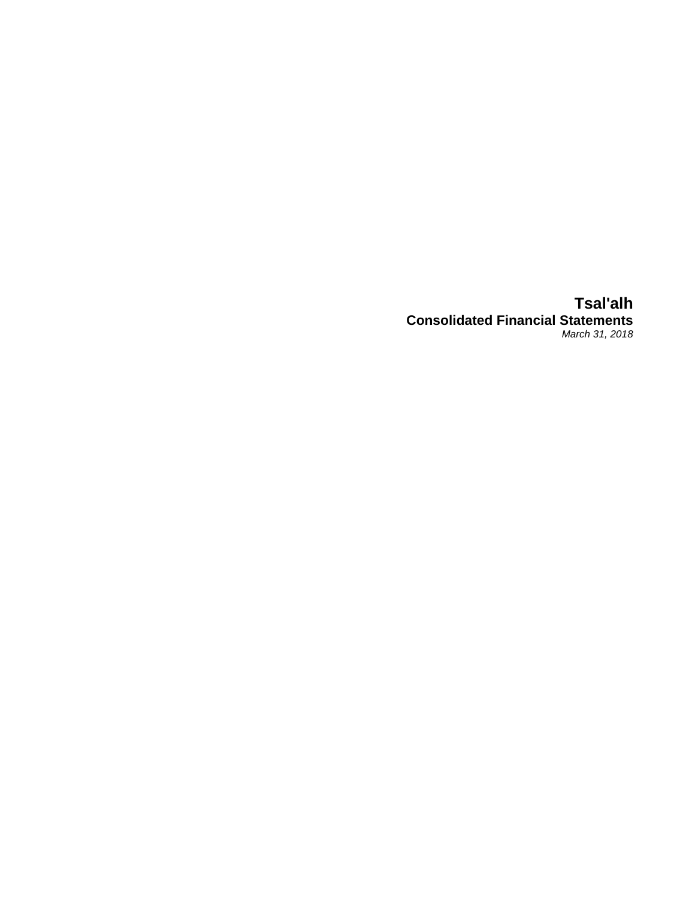# Tsal'alh

## Consolidated Financial Statements

*March 31, 2018*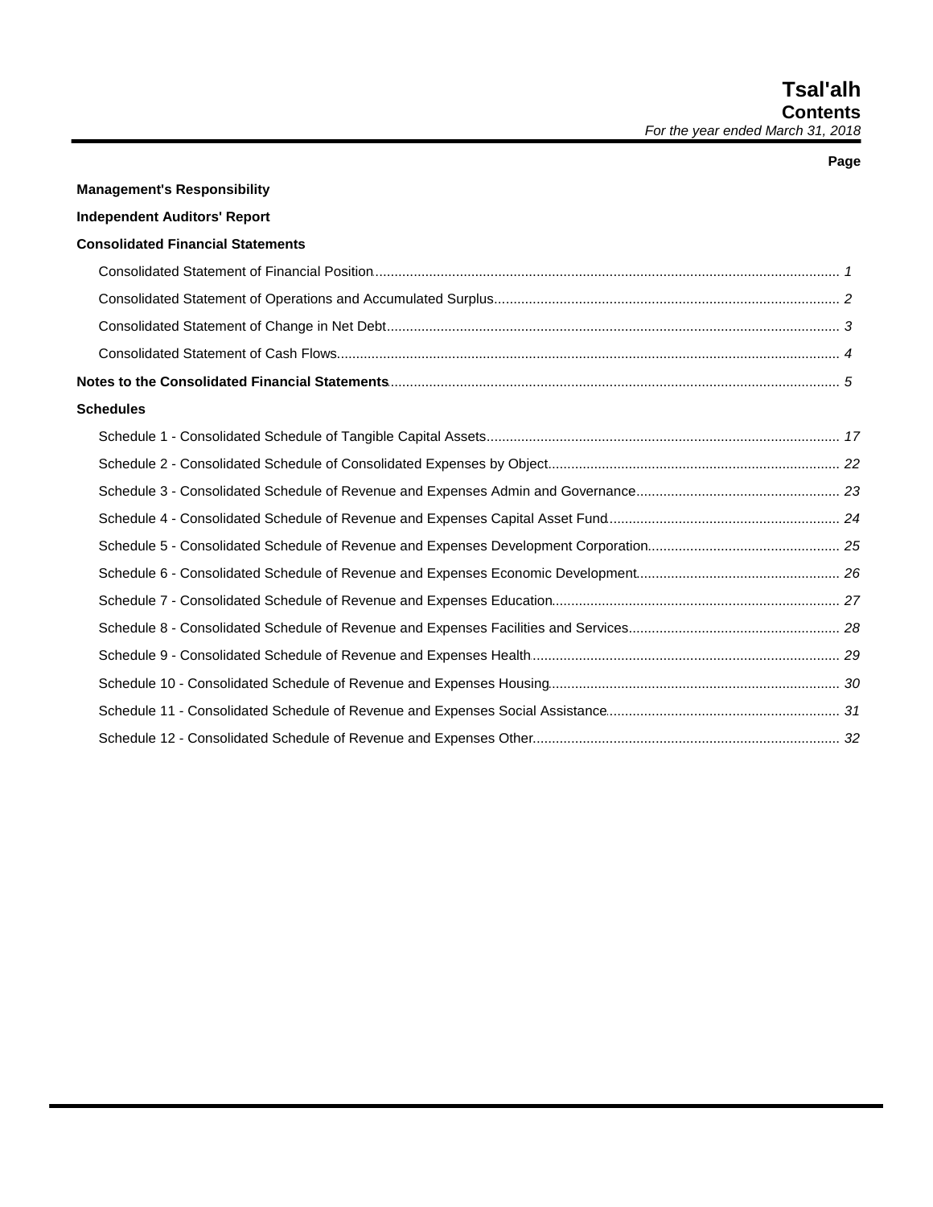# Tsal'alh
## Contents
*For the year ended March 31, 2018*

| | Page |
|---|---|
| **Management's Responsibility** | |
| **Independent Auditors' Report** | |
| **Consolidated Financial Statements** | |
| Consolidated Statement of Financial Position | *1* |
| Consolidated Statement of Operations and Accumulated Surplus | *2* |
| Consolidated Statement of Change in Net Debt | *3* |
| Consolidated Statement of Cash Flows | *4* |
| **Notes to the Consolidated Financial Statements** | *5* |
| **Schedules** | |
| Schedule 1 - Consolidated Schedule of Tangible Capital Assets | *17* |
| Schedule 2 - Consolidated Schedule of Consolidated Expenses by Object | *22* |
| Schedule 3 - Consolidated Schedule of Revenue and Expenses Admin and Governance | *23* |
| Schedule 4 - Consolidated Schedule of Revenue and Expenses Capital Asset Fund | *24* |
| Schedule 5 - Consolidated Schedule of Revenue and Expenses Development Corporation | *25* |
| Schedule 6 - Consolidated Schedule of Revenue and Expenses Economic Development | *26* |
| Schedule 7 - Consolidated Schedule of Revenue and Expenses Education | *27* |
| Schedule 8 - Consolidated Schedule of Revenue and Expenses Facilities and Services | *28* |
| Schedule 9 - Consolidated Schedule of Revenue and Expenses Health | *29* |
| Schedule 10 - Consolidated Schedule of Revenue and Expenses Housing | *30* |
| Schedule 11 - Consolidated Schedule of Revenue and Expenses Social Assistance | *31* |
| Schedule 12 - Consolidated Schedule of Revenue and Expenses Other | *32* |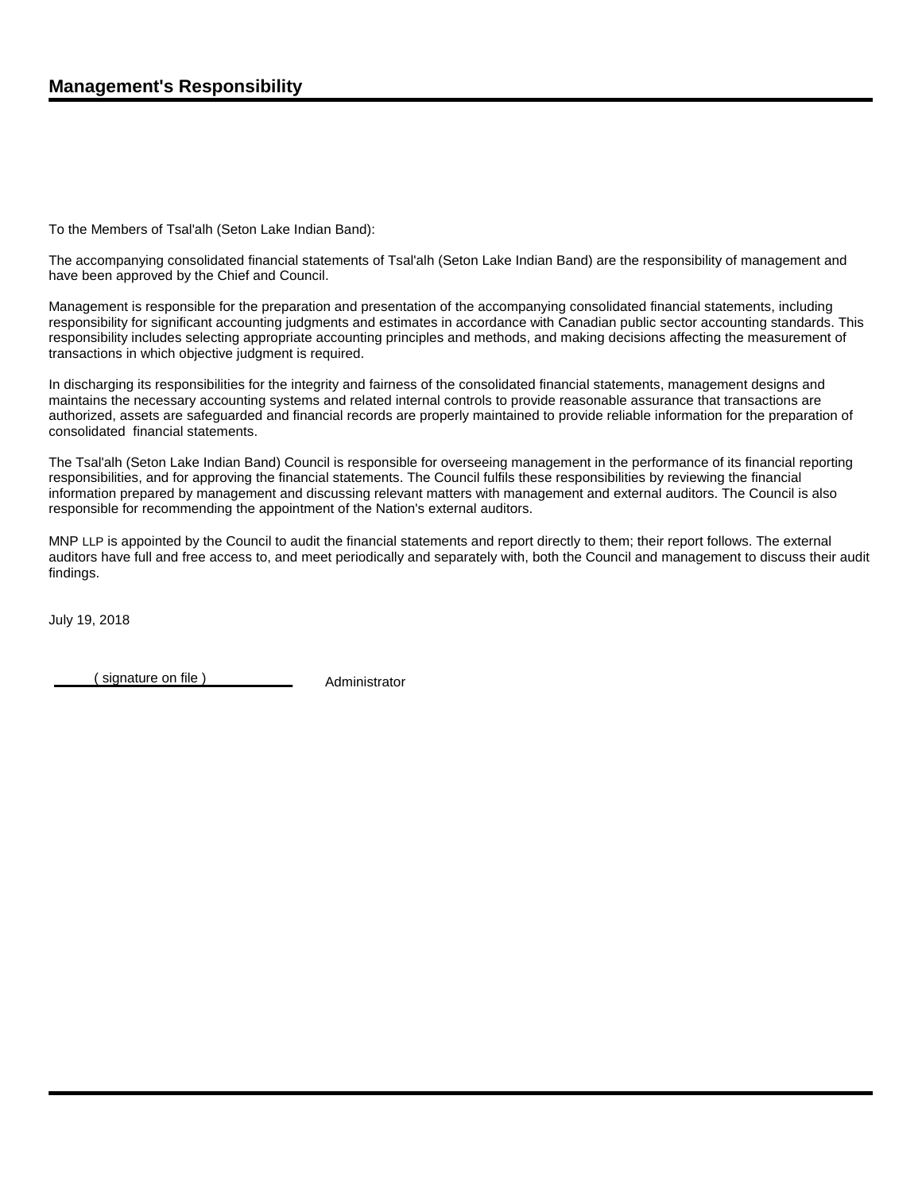## Management's Responsibility

To the Members of Tsal'alh (Seton Lake Indian Band):

The accompanying consolidated financial statements of Tsal'alh (Seton Lake Indian Band) are the responsibility of management and have been approved by the Chief and Council.

Management is responsible for the preparation and presentation of the accompanying consolidated financial statements, including responsibility for significant accounting judgments and estimates in accordance with Canadian public sector accounting standards. This responsibility includes selecting appropriate accounting principles and methods, and making decisions affecting the measurement of transactions in which objective judgment is required.

In discharging its responsibilities for the integrity and fairness of the consolidated financial statements, management designs and maintains the necessary accounting systems and related internal controls to provide reasonable assurance that transactions are authorized, assets are safeguarded and financial records are properly maintained to provide reliable information for the preparation of consolidated financial statements.

The Tsal'alh (Seton Lake Indian Band) Council is responsible for overseeing management in the performance of its financial reporting responsibilities, and for approving the financial statements. The Council fulfils these responsibilities by reviewing the financial information prepared by management and discussing relevant matters with management and external auditors. The Council is also responsible for recommending the appointment of the Nation's external auditors.

MNP LLP is appointed by the Council to audit the financial statements and report directly to them; their report follows. The external auditors have full and free access to, and meet periodically and separately with, both the Council and management to discuss their audit findings.

July 19, 2018

( signature on file ) Administrator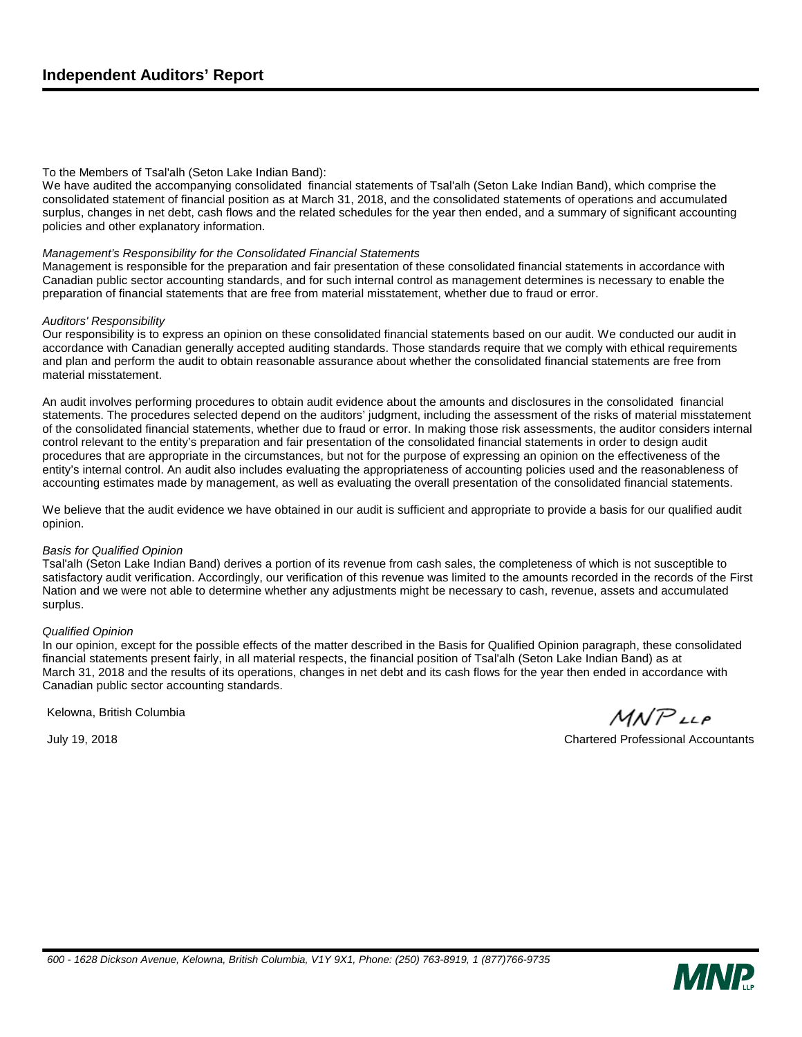# Independent Auditors' Report

To the Members of Tsal'alh (Seton Lake Indian Band):

We have audited the accompanying consolidated financial statements of Tsal'alh (Seton Lake Indian Band), which comprise the consolidated statement of financial position as at March 31, 2018, and the consolidated statements of operations and accumulated surplus, changes in net debt, cash flows and the related schedules for the year then ended, and a summary of significant accounting policies and other explanatory information.

*Management's Responsibility for the Consolidated Financial Statements*

Management is responsible for the preparation and fair presentation of these consolidated financial statements in accordance with Canadian public sector accounting standards, and for such internal control as management determines is necessary to enable the preparation of financial statements that are free from material misstatement, whether due to fraud or error.

*Auditors' Responsibility*

Our responsibility is to express an opinion on these consolidated financial statements based on our audit. We conducted our audit in accordance with Canadian generally accepted auditing standards. Those standards require that we comply with ethical requirements and plan and perform the audit to obtain reasonable assurance about whether the consolidated financial statements are free from material misstatement.

An audit involves performing procedures to obtain audit evidence about the amounts and disclosures in the consolidated financial statements. The procedures selected depend on the auditors' judgment, including the assessment of the risks of material misstatement of the consolidated financial statements, whether due to fraud or error. In making those risk assessments, the auditor considers internal control relevant to the entity's preparation and fair presentation of the consolidated financial statements in order to design audit procedures that are appropriate in the circumstances, but not for the purpose of expressing an opinion on the effectiveness of the entity's internal control. An audit also includes evaluating the appropriateness of accounting policies used and the reasonableness of accounting estimates made by management, as well as evaluating the overall presentation of the consolidated financial statements.

We believe that the audit evidence we have obtained in our audit is sufficient and appropriate to provide a basis for our qualified audit opinion.

*Basis for Qualified Opinion*

Tsal'alh (Seton Lake Indian Band) derives a portion of its revenue from cash sales, the completeness of which is not susceptible to satisfactory audit verification. Accordingly, our verification of this revenue was limited to the amounts recorded in the records of the First Nation and we were not able to determine whether any adjustments might be necessary to cash, revenue, assets and accumulated surplus.

*Qualified Opinion*

In our opinion, except for the possible effects of the matter described in the Basis for Qualified Opinion paragraph, these consolidated financial statements present fairly, in all material respects, the financial position of Tsal'alh (Seton Lake Indian Band) as at March 31, 2018 and the results of its operations, changes in net debt and its cash flows for the year then ended in accordance with Canadian public sector accounting standards.

Kelowna, British Columbia

July 19, 2018

MNP LLP

Chartered Professional Accountants

*600 - 1628 Dickson Avenue, Kelowna, British Columbia, V1Y 9X1, Phone: (250) 763-8919, 1 (877)766-9735*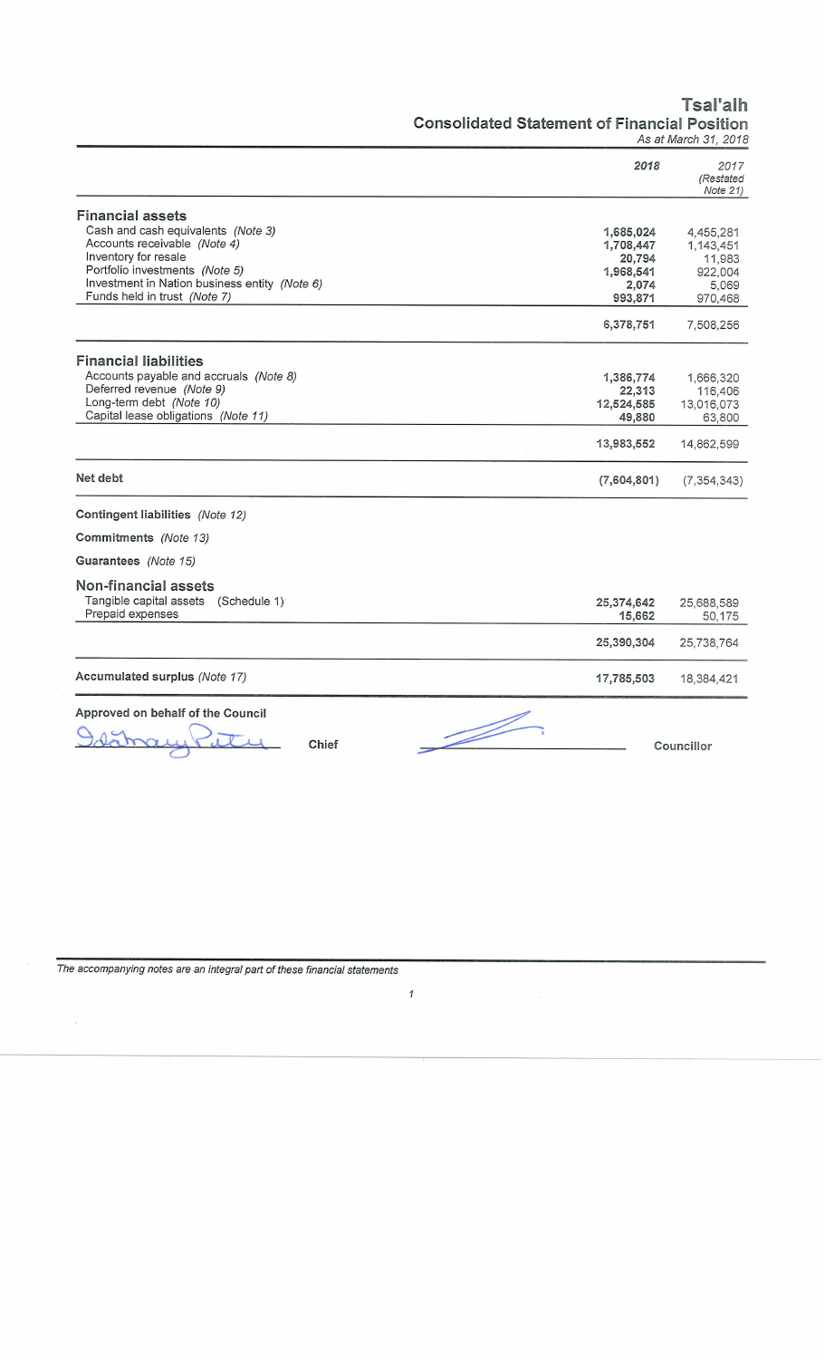# Tsal'alh

## Consolidated Statement of Financial Position

*As at March 31, 2018*

| | 2018 | 2017 *(Restated Note 21)* |
|---|---|---|
| **Financial assets** | | |
| Cash and cash equivalents *(Note 3)* | 1,685,024 | 4,455,281 |
| Accounts receivable *(Note 4)* | 1,708,447 | 1,143,451 |
| Inventory for resale | 20,794 | 11,983 |
| Portfolio investments *(Note 5)* | 1,968,541 | 922,004 |
| Investment in Nation business entity *(Note 6)* | 2,074 | 5,069 |
| Funds held in trust *(Note 7)* | 993,871 | 970,468 |
| | 6,378,751 | 7,508,256 |
| **Financial liabilities** | | |
| Accounts payable and accruals *(Note 8)* | 1,386,774 | 1,666,320 |
| Deferred revenue *(Note 9)* | 22,313 | 116,406 |
| Long-term debt *(Note 10)* | 12,524,585 | 13,016,073 |
| Capital lease obligations *(Note 11)* | 49,880 | 63,800 |
| | 13,983,552 | 14,862,599 |
| **Net debt** | (7,604,801) | (7,354,343) |
| **Contingent liabilities** *(Note 12)* | | |
| **Commitments** *(Note 13)* | | |
| **Guarantees** *(Note 15)* | | |
| **Non-financial assets** | | |
| Tangible capital assets (Schedule 1) | 25,374,642 | 25,688,589 |
| Prepaid expenses | 15,662 | 50,175 |
| | 25,390,304 | 25,738,764 |
| **Accumulated surplus** *(Note 17)* | 17,785,503 | 18,384,421 |

**Approved on behalf of the Council**

_______________ Chief  _______________ Councillor

*The accompanying notes are an integral part of these financial statements*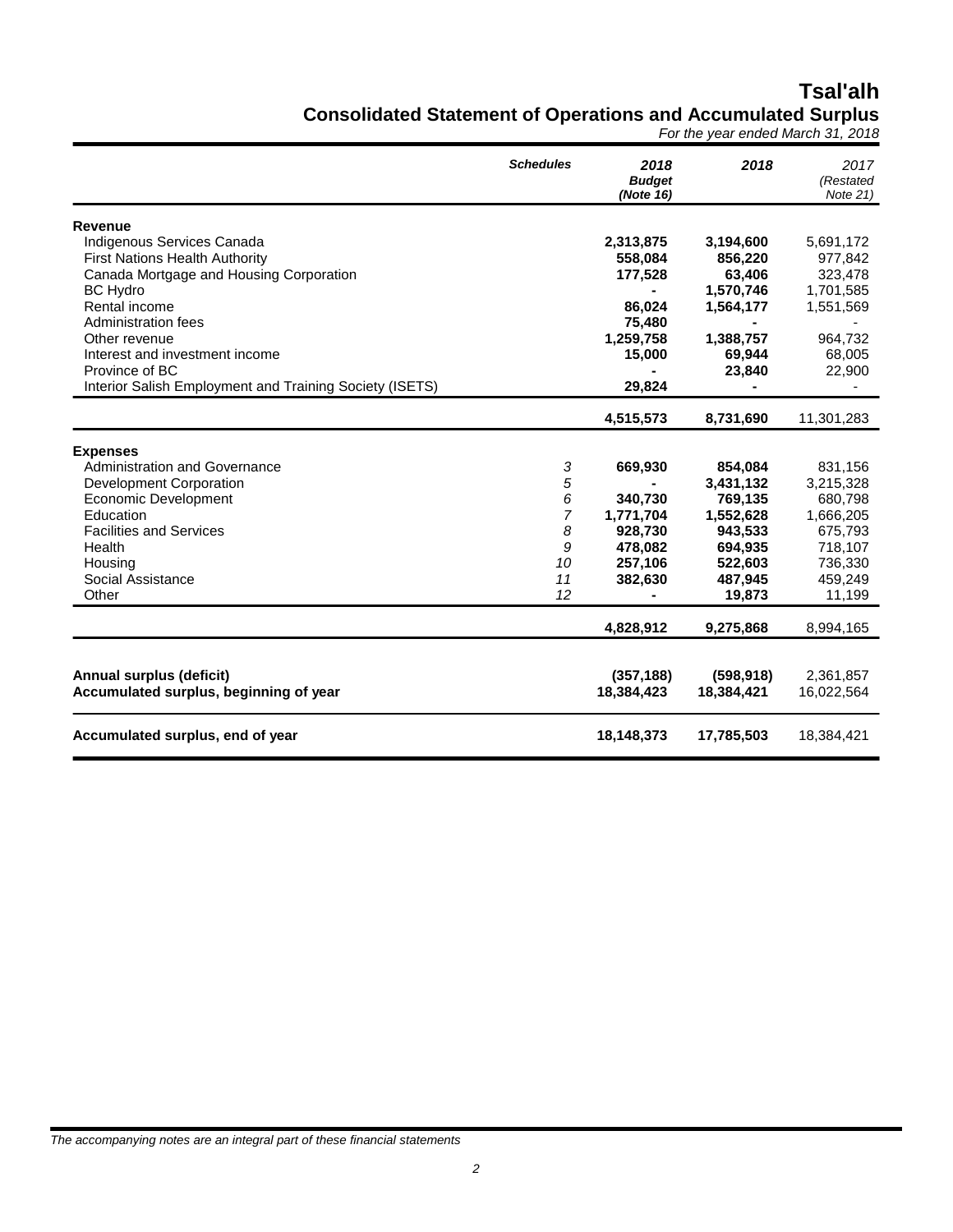# Tsal'alh

## Consolidated Statement of Operations and Accumulated Surplus

*For the year ended March 31, 2018*

| | *Schedules* | ***2018 Budget (Note 16)*** | ***2018*** | *2017 (Restated Note 21)* |
|---|---|---|---|---|
| **Revenue** | | | | |
| Indigenous Services Canada | | **2,313,875** | **3,194,600** | 5,691,172 |
| First Nations Health Authority | | **558,084** | **856,220** | 977,842 |
| Canada Mortgage and Housing Corporation | | **177,528** | **63,406** | 323,478 |
| BC Hydro | | **-** | **1,570,746** | 1,701,585 |
| Rental income | | **86,024** | **1,564,177** | 1,551,569 |
| Administration fees | | **75,480** | **-** | - |
| Other revenue | | **1,259,758** | **1,388,757** | 964,732 |
| Interest and investment income | | **15,000** | **69,944** | 68,005 |
| Province of BC | | **-** | **23,840** | 22,900 |
| Interior Salish Employment and Training Society (ISETS) | | **29,824** | **-** | - |
| | | **4,515,573** | **8,731,690** | 11,301,283 |
| **Expenses** | | | | |
| Administration and Governance | *3* | **669,930** | **854,084** | 831,156 |
| Development Corporation | *5* | **-** | **3,431,132** | 3,215,328 |
| Economic Development | *6* | **340,730** | **769,135** | 680,798 |
| Education | *7* | **1,771,704** | **1,552,628** | 1,666,205 |
| Facilities and Services | *8* | **928,730** | **943,533** | 675,793 |
| Health | *9* | **478,082** | **694,935** | 718,107 |
| Housing | *10* | **257,106** | **522,603** | 736,330 |
| Social Assistance | *11* | **382,630** | **487,945** | 459,249 |
| Other | *12* | **-** | **19,873** | 11,199 |
| | | **4,828,912** | **9,275,868** | 8,994,165 |
| **Annual surplus (deficit)** | | **(357,188)** | **(598,918)** | 2,361,857 |
| **Accumulated surplus, beginning of year** | | **18,384,423** | **18,384,421** | 16,022,564 |
| **Accumulated surplus, end of year** | | **18,148,373** | **17,785,503** | 18,384,421 |

*The accompanying notes are an integral part of these financial statements*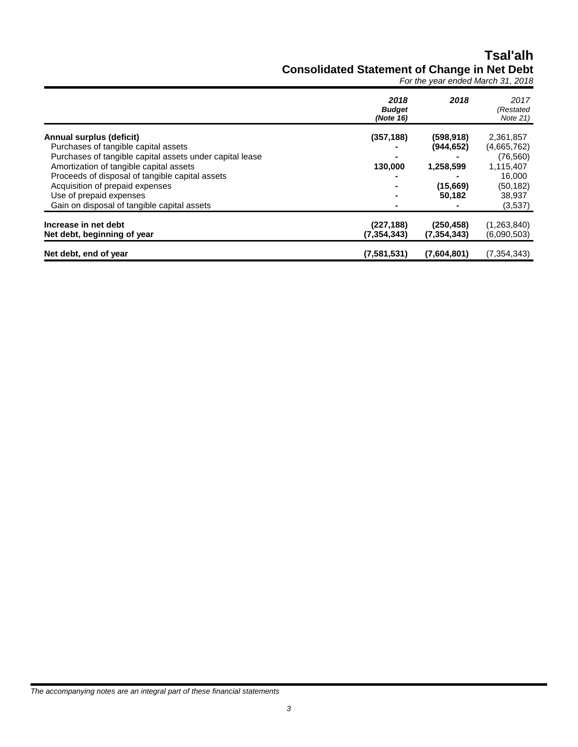# Tsal'alh

## Consolidated Statement of Change in Net Debt

*For the year ended March 31, 2018*

| | ***2018 Budget (Note 16)*** | ***2018*** | *2017 (Restated Note 21)* |
|---|---|---|---|
| **Annual surplus (deficit)** | **(357,188)** | **(598,918)** | 2,361,857 |
| Purchases of tangible capital assets | **-** | **(944,652)** | (4,665,762) |
| Purchases of tangible capital assets under capital lease | **-** | **-** | (76,560) |
| Amortization of tangible capital assets | **130,000** | **1,258,599** | 1,115,407 |
| Proceeds of disposal of tangible capital assets | **-** | **-** | 16,000 |
| Acquisition of prepaid expenses | **-** | **(15,669)** | (50,182) |
| Use of prepaid expenses | **-** | **50,182** | 38,937 |
| Gain on disposal of tangible capital assets | **-** | **-** | (3,537) |
| **Increase in net debt** | **(227,188)** | **(250,458)** | (1,263,840) |
| **Net debt, beginning of year** | **(7,354,343)** | **(7,354,343)** | (6,090,503) |
| **Net debt, end of year** | **(7,581,531)** | **(7,604,801)** | (7,354,343) |

*The accompanying notes are an integral part of these financial statements*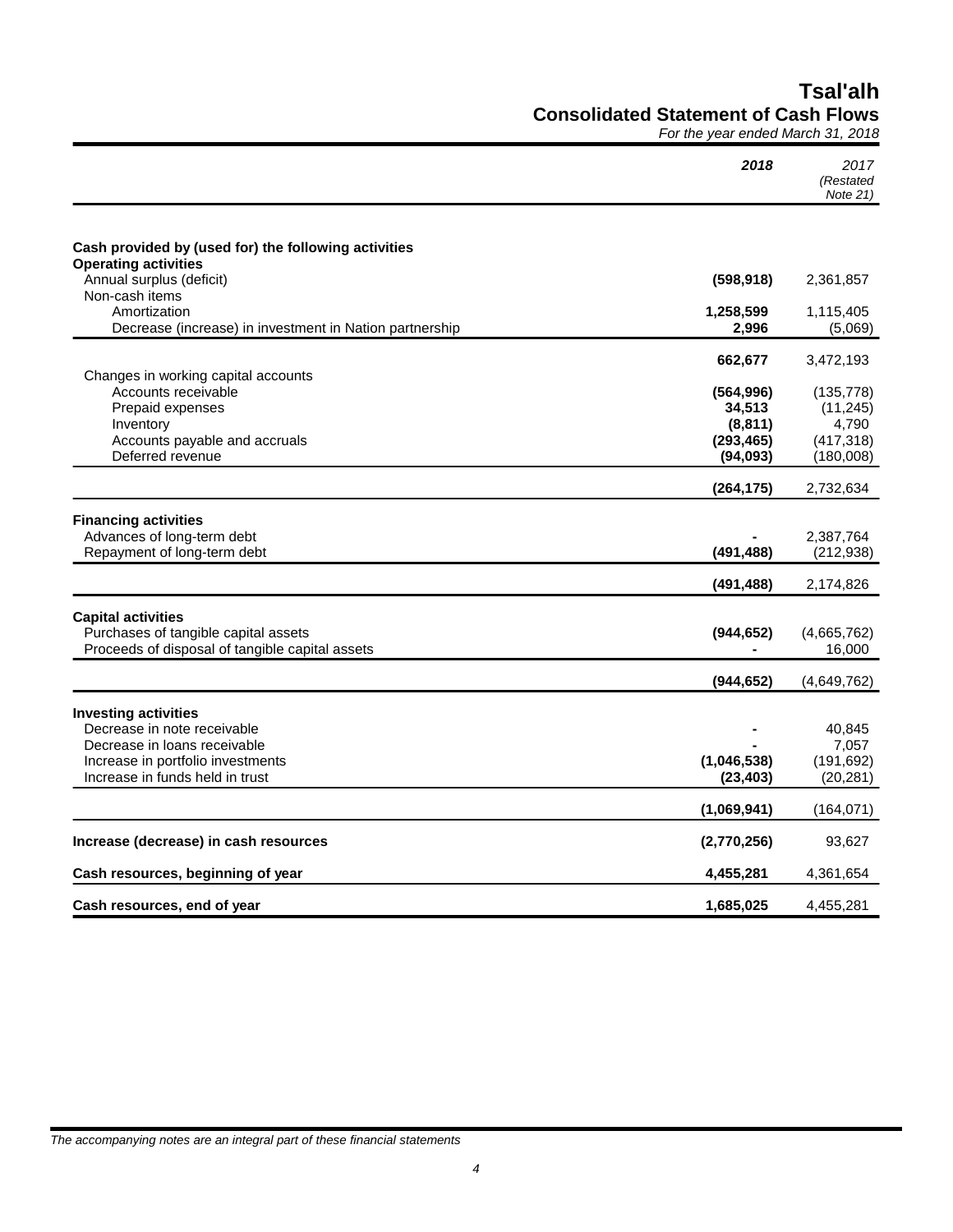# Tsal'alh

## Consolidated Statement of Cash Flows

*For the year ended March 31, 2018*

| | ***2018*** | *2017 (Restated Note 21)* |
|---|---|---|
| **Cash provided by (used for) the following activities** | | |
| **Operating activities** | | |
| Annual surplus (deficit) | **(598,918)** | 2,361,857 |
| Non-cash items | | |
| Amortization | **1,258,599** | 1,115,405 |
| Decrease (increase) in investment in Nation partnership | **2,996** | (5,069) |
| | **662,677** | 3,472,193 |
| Changes in working capital accounts | | |
| Accounts receivable | **(564,996)** | (135,778) |
| Prepaid expenses | **34,513** | (11,245) |
| Inventory | **(8,811)** | 4,790 |
| Accounts payable and accruals | **(293,465)** | (417,318) |
| Deferred revenue | **(94,093)** | (180,008) |
| | **(264,175)** | 2,732,634 |
| **Financing activities** | | |
| Advances of long-term debt | **-** | 2,387,764 |
| Repayment of long-term debt | **(491,488)** | (212,938) |
| | **(491,488)** | 2,174,826 |
| **Capital activities** | | |
| Purchases of tangible capital assets | **(944,652)** | (4,665,762) |
| Proceeds of disposal of tangible capital assets | **-** | 16,000 |
| | **(944,652)** | (4,649,762) |
| **Investing activities** | | |
| Decrease in note receivable | **-** | 40,845 |
| Decrease in loans receivable | **-** | 7,057 |
| Increase in portfolio investments | **(1,046,538)** | (191,692) |
| Increase in funds held in trust | **(23,403)** | (20,281) |
| | **(1,069,941)** | (164,071) |
| **Increase (decrease) in cash resources** | **(2,770,256)** | 93,627 |
| **Cash resources, beginning of year** | **4,455,281** | 4,361,654 |
| **Cash resources, end of year** | **1,685,025** | 4,455,281 |

*The accompanying notes are an integral part of these financial statements*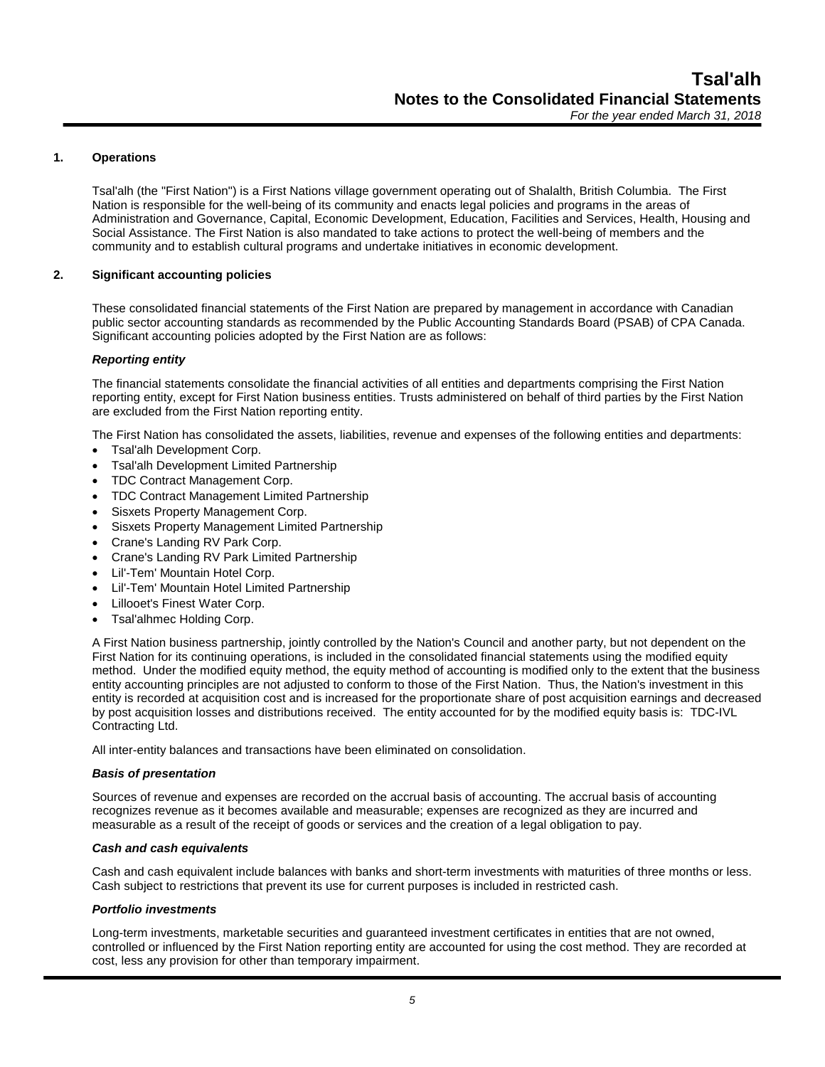## 1. Operations

Tsal'alh (the "First Nation") is a First Nations village government operating out of Shalalth, British Columbia. The First Nation is responsible for the well-being of its community and enacts legal policies and programs in the areas of Administration and Governance, Capital, Economic Development, Education, Facilities and Services, Health, Housing and Social Assistance. The First Nation is also mandated to take actions to protect the well-being of members and the community and to establish cultural programs and undertake initiatives in economic development.

## 2. Significant accounting policies

These consolidated financial statements of the First Nation are prepared by management in accordance with Canadian public sector accounting standards as recommended by the Public Accounting Standards Board (PSAB) of CPA Canada. Significant accounting policies adopted by the First Nation are as follows:

### *Reporting entity*

The financial statements consolidate the financial activities of all entities and departments comprising the First Nation reporting entity, except for First Nation business entities. Trusts administered on behalf of third parties by the First Nation are excluded from the First Nation reporting entity.

The First Nation has consolidated the assets, liabilities, revenue and expenses of the following entities and departments:

- Tsal'alh Development Corp.
- Tsal'alh Development Limited Partnership
- TDC Contract Management Corp.
- TDC Contract Management Limited Partnership
- Sisxets Property Management Corp.
- Sisxets Property Management Limited Partnership
- Crane's Landing RV Park Corp.
- Crane's Landing RV Park Limited Partnership
- Lil'-Tem' Mountain Hotel Corp.
- Lil'-Tem' Mountain Hotel Limited Partnership
- Lillooet's Finest Water Corp.
- Tsal'alhmec Holding Corp.

A First Nation business partnership, jointly controlled by the Nation's Council and another party, but not dependent on the First Nation for its continuing operations, is included in the consolidated financial statements using the modified equity method. Under the modified equity method, the equity method of accounting is modified only to the extent that the business entity accounting principles are not adjusted to conform to those of the First Nation. Thus, the Nation's investment in this entity is recorded at acquisition cost and is increased for the proportionate share of post acquisition earnings and decreased by post acquisition losses and distributions received. The entity accounted for by the modified equity basis is: TDC-IVL Contracting Ltd.

All inter-entity balances and transactions have been eliminated on consolidation.

### *Basis of presentation*

Sources of revenue and expenses are recorded on the accrual basis of accounting. The accrual basis of accounting recognizes revenue as it becomes available and measurable; expenses are recognized as they are incurred and measurable as a result of the receipt of goods or services and the creation of a legal obligation to pay.

### *Cash and cash equivalents*

Cash and cash equivalent include balances with banks and short-term investments with maturities of three months or less. Cash subject to restrictions that prevent its use for current purposes is included in restricted cash.

### *Portfolio investments*

Long-term investments, marketable securities and guaranteed investment certificates in entities that are not owned, controlled or influenced by the First Nation reporting entity are accounted for using the cost method. They are recorded at cost, less any provision for other than temporary impairment.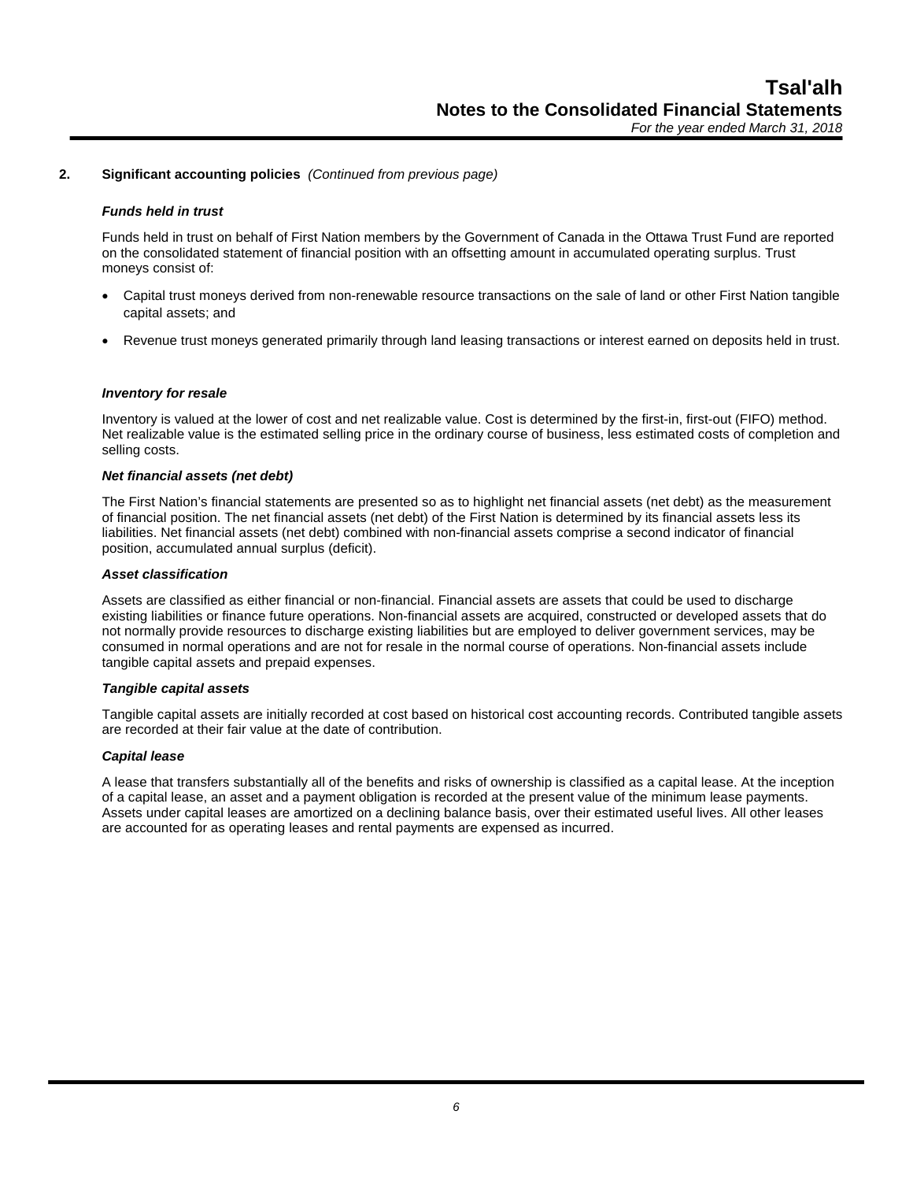## 2. Significant accounting policies *(Continued from previous page)*

***Funds held in trust***

Funds held in trust on behalf of First Nation members by the Government of Canada in the Ottawa Trust Fund are reported on the consolidated statement of financial position with an offsetting amount in accumulated operating surplus. Trust moneys consist of:

- Capital trust moneys derived from non-renewable resource transactions on the sale of land or other First Nation tangible capital assets; and
- Revenue trust moneys generated primarily through land leasing transactions or interest earned on deposits held in trust.

***Inventory for resale***

Inventory is valued at the lower of cost and net realizable value. Cost is determined by the first-in, first-out (FIFO) method. Net realizable value is the estimated selling price in the ordinary course of business, less estimated costs of completion and selling costs.

***Net financial assets (net debt)***

The First Nation's financial statements are presented so as to highlight net financial assets (net debt) as the measurement of financial position. The net financial assets (net debt) of the First Nation is determined by its financial assets less its liabilities. Net financial assets (net debt) combined with non-financial assets comprise a second indicator of financial position, accumulated annual surplus (deficit).

***Asset classification***

Assets are classified as either financial or non-financial. Financial assets are assets that could be used to discharge existing liabilities or finance future operations. Non-financial assets are acquired, constructed or developed assets that do not normally provide resources to discharge existing liabilities but are employed to deliver government services, may be consumed in normal operations and are not for resale in the normal course of operations. Non-financial assets include tangible capital assets and prepaid expenses.

***Tangible capital assets***

Tangible capital assets are initially recorded at cost based on historical cost accounting records. Contributed tangible assets are recorded at their fair value at the date of contribution.

***Capital lease***

A lease that transfers substantially all of the benefits and risks of ownership is classified as a capital lease. At the inception of a capital lease, an asset and a payment obligation is recorded at the present value of the minimum lease payments. Assets under capital leases are amortized on a declining balance basis, over their estimated useful lives. All other leases are accounted for as operating leases and rental payments are expensed as incurred.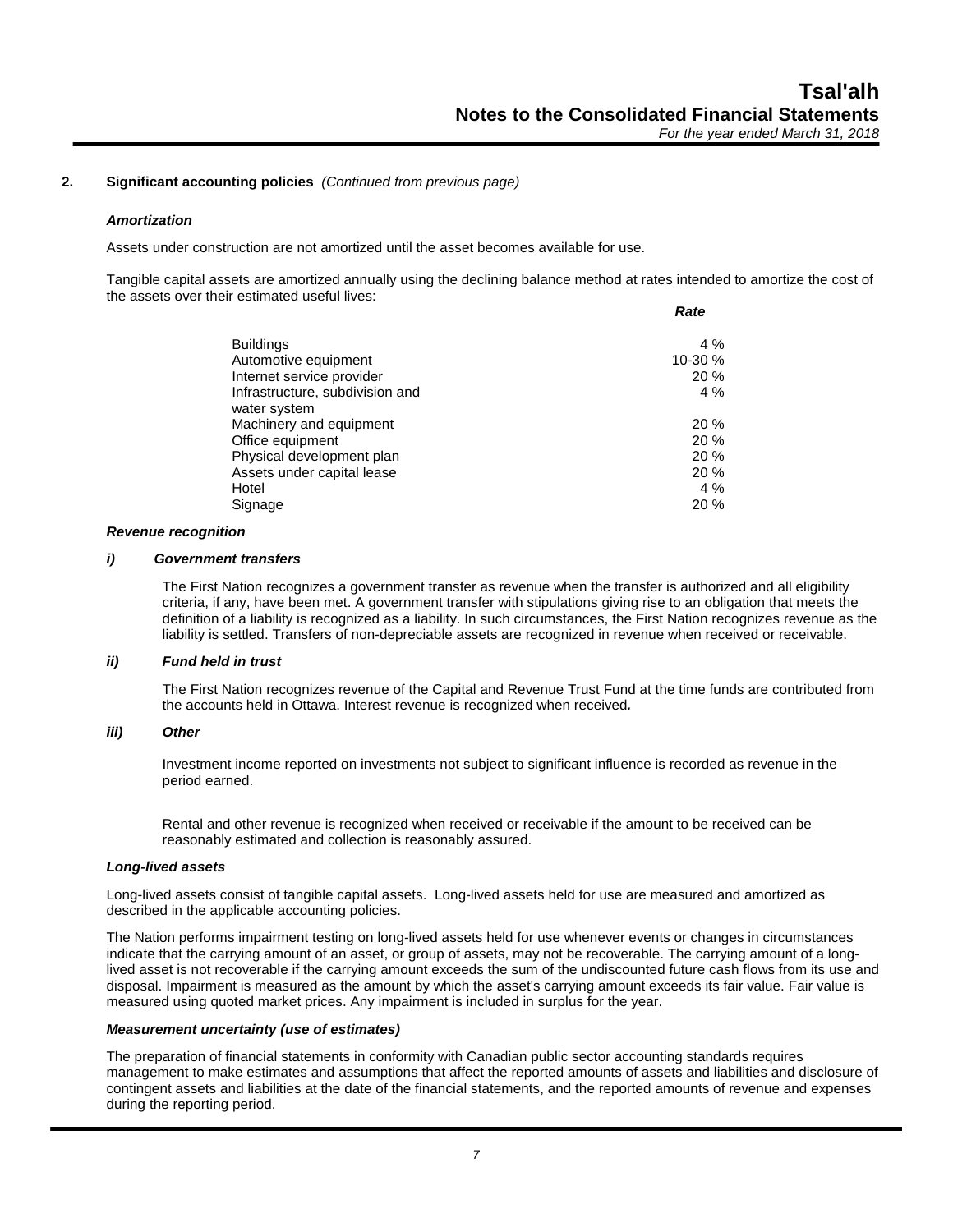## 2. Significant accounting policies *(Continued from previous page)*

***Amortization***

Assets under construction are not amortized until the asset becomes available for use.

Tangible capital assets are amortized annually using the declining balance method at rates intended to amortize the cost of the assets over their estimated useful lives:

| | *Rate* |
|---|---|
| Buildings | 4 % |
| Automotive equipment | 10-30 % |
| Internet service provider | 20 % |
| Infrastructure, subdivision and water system | 4 % |
| Machinery and equipment | 20 % |
| Office equipment | 20 % |
| Physical development plan | 20 % |
| Assets under capital lease | 20 % |
| Hotel | 4 % |
| Signage | 20 % |

***Revenue recognition***

***i) Government transfers***

The First Nation recognizes a government transfer as revenue when the transfer is authorized and all eligibility criteria, if any, have been met. A government transfer with stipulations giving rise to an obligation that meets the definition of a liability is recognized as a liability. In such circumstances, the First Nation recognizes revenue as the liability is settled. Transfers of non-depreciable assets are recognized in revenue when received or receivable.

***ii) Fund held in trust***

The First Nation recognizes revenue of the Capital and Revenue Trust Fund at the time funds are contributed from the accounts held in Ottawa. Interest revenue is recognized when received.

***iii) Other***

Investment income reported on investments not subject to significant influence is recorded as revenue in the period earned.

Rental and other revenue is recognized when received or receivable if the amount to be received can be reasonably estimated and collection is reasonably assured.

***Long-lived assets***

Long-lived assets consist of tangible capital assets. Long-lived assets held for use are measured and amortized as described in the applicable accounting policies.

The Nation performs impairment testing on long-lived assets held for use whenever events or changes in circumstances indicate that the carrying amount of an asset, or group of assets, may not be recoverable. The carrying amount of a long-lived asset is not recoverable if the carrying amount exceeds the sum of the undiscounted future cash flows from its use and disposal. Impairment is measured as the amount by which the asset's carrying amount exceeds its fair value. Fair value is measured using quoted market prices. Any impairment is included in surplus for the year.

***Measurement uncertainty (use of estimates)***

The preparation of financial statements in conformity with Canadian public sector accounting standards requires management to make estimates and assumptions that affect the reported amounts of assets and liabilities and disclosure of contingent assets and liabilities at the date of the financial statements, and the reported amounts of revenue and expenses during the reporting period.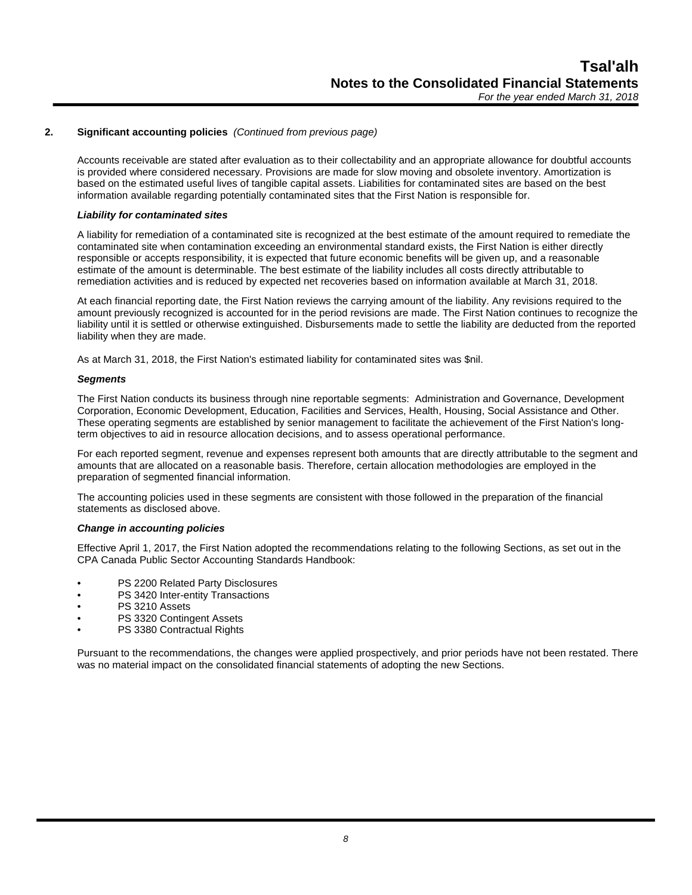## 2. Significant accounting policies *(Continued from previous page)*

Accounts receivable are stated after evaluation as to their collectability and an appropriate allowance for doubtful accounts is provided where considered necessary. Provisions are made for slow moving and obsolete inventory. Amortization is based on the estimated useful lives of tangible capital assets. Liabilities for contaminated sites are based on the best information available regarding potentially contaminated sites that the First Nation is responsible for.

***Liability for contaminated sites***

A liability for remediation of a contaminated site is recognized at the best estimate of the amount required to remediate the contaminated site when contamination exceeding an environmental standard exists, the First Nation is either directly responsible or accepts responsibility, it is expected that future economic benefits will be given up, and a reasonable estimate of the amount is determinable. The best estimate of the liability includes all costs directly attributable to remediation activities and is reduced by expected net recoveries based on information available at March 31, 2018.

At each financial reporting date, the First Nation reviews the carrying amount of the liability. Any revisions required to the amount previously recognized is accounted for in the period revisions are made. The First Nation continues to recognize the liability until it is settled or otherwise extinguished. Disbursements made to settle the liability are deducted from the reported liability when they are made.

As at March 31, 2018, the First Nation's estimated liability for contaminated sites was $nil.

***Segments***

The First Nation conducts its business through nine reportable segments: Administration and Governance, Development Corporation, Economic Development, Education, Facilities and Services, Health, Housing, Social Assistance and Other. These operating segments are established by senior management to facilitate the achievement of the First Nation's long-term objectives to aid in resource allocation decisions, and to assess operational performance.

For each reported segment, revenue and expenses represent both amounts that are directly attributable to the segment and amounts that are allocated on a reasonable basis. Therefore, certain allocation methodologies are employed in the preparation of segmented financial information.

The accounting policies used in these segments are consistent with those followed in the preparation of the financial statements as disclosed above.

***Change in accounting policies***

Effective April 1, 2017, the First Nation adopted the recommendations relating to the following Sections, as set out in the CPA Canada Public Sector Accounting Standards Handbook:

- PS 2200 Related Party Disclosures
- PS 3420 Inter-entity Transactions
- PS 3210 Assets
- PS 3320 Contingent Assets
- PS 3380 Contractual Rights

Pursuant to the recommendations, the changes were applied prospectively, and prior periods have not been restated. There was no material impact on the consolidated financial statements of adopting the new Sections.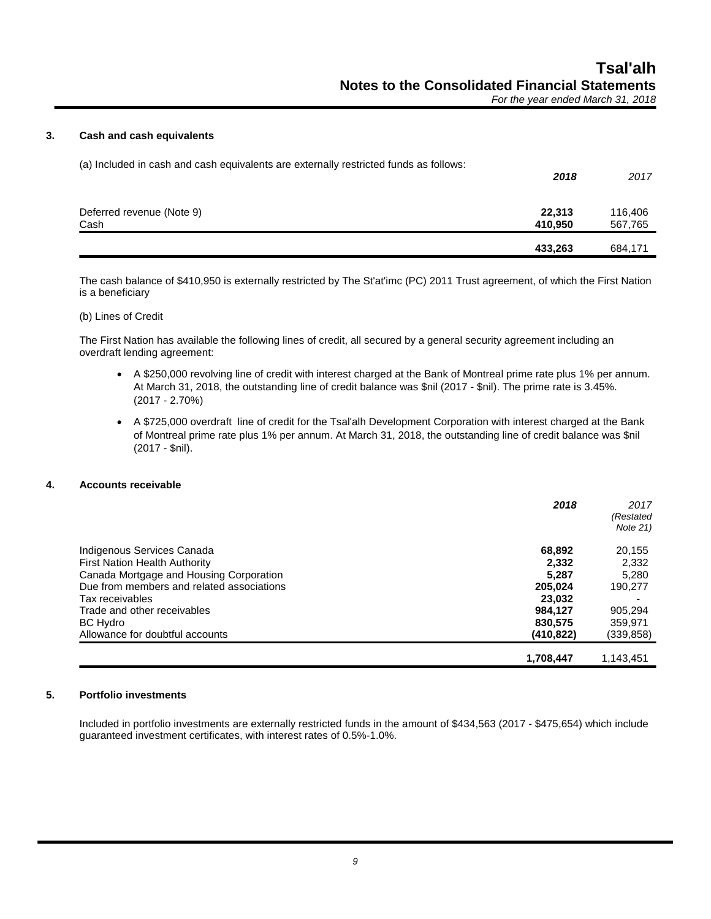## 3. Cash and cash equivalents

(a) Included in cash and cash equivalents are externally restricted funds as follows:

| | **2018** | *2017* |
|---|---|---|
| Deferred revenue (Note 9) | **22,313** | 116,406 |
| Cash | **410,950** | 567,765 |
| | **433,263** | 684,171 |

The cash balance of $410,950 is externally restricted by The St'at'imc (PC) 2011 Trust agreement, of which the First Nation is a beneficiary

(b) Lines of Credit

The First Nation has available the following lines of credit, all secured by a general security agreement including an overdraft lending agreement:

- A $250,000 revolving line of credit with interest charged at the Bank of Montreal prime rate plus 1% per annum. At March 31, 2018, the outstanding line of credit balance was $nil (2017 - $nil). The prime rate is 3.45%. (2017 - 2.70%)
- A $725,000 overdraft line of credit for the Tsal'alh Development Corporation with interest charged at the Bank of Montreal prime rate plus 1% per annum. At March 31, 2018, the outstanding line of credit balance was $nil (2017 - $nil).

## 4. Accounts receivable

| | **2018** | *2017 (Restated Note 21)* |
|---|---|---|
| Indigenous Services Canada | **68,892** | 20,155 |
| First Nation Health Authority | **2,332** | 2,332 |
| Canada Mortgage and Housing Corporation | **5,287** | 5,280 |
| Due from members and related associations | **205,024** | 190,277 |
| Tax receivables | **23,032** | - |
| Trade and other receivables | **984,127** | 905,294 |
| BC Hydro | **830,575** | 359,971 |
| Allowance for doubtful accounts | **(410,822)** | (339,858) |
| | **1,708,447** | 1,143,451 |

## 5. Portfolio investments

Included in portfolio investments are externally restricted funds in the amount of $434,563 (2017 - $475,654) which include guaranteed investment certificates, with interest rates of 0.5%-1.0%.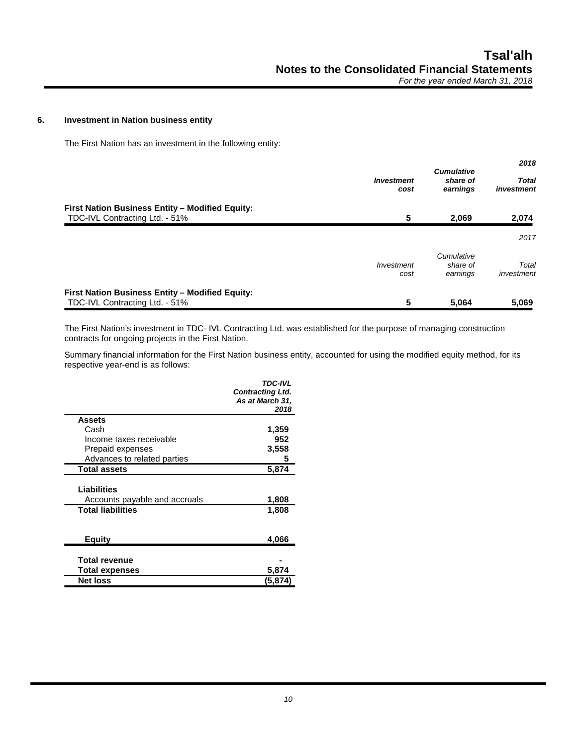## 6. Investment in Nation business entity

The First Nation has an investment in the following entity:

| | *Investment cost* | *Cumulative share of earnings* | ***2018*** *Total investment* |
|---|---|---|---|
| **First Nation Business Entity – Modified Equity:** | | | |
| TDC-IVL Contracting Ltd. - 51% | **5** | **2,069** | **2,074** |

| | *Investment cost* | *Cumulative share of earnings* | *2017* *Total investment* |
|---|---|---|---|
| **First Nation Business Entity – Modified Equity:** | | | |
| TDC-IVL Contracting Ltd. - 51% | **5** | **5,064** | **5,069** |

The First Nation's investment in TDC- IVL Contracting Ltd. was established for the purpose of managing construction contracts for ongoing projects in the First Nation.

Summary financial information for the First Nation business entity, accounted for using the modified equity method, for its respective year-end is as follows:

| | ***TDC-IVL Contracting Ltd. As at March 31, 2018*** |
|---|---|
| **Assets** | |
| Cash | **1,359** |
| Income taxes receivable | **952** |
| Prepaid expenses | **3,558** |
| Advances to related parties | **5** |
| **Total assets** | **5,874** |
| **Liabilities** | |
| Accounts payable and accruals | **1,808** |
| **Total liabilities** | **1,808** |
| **Equity** | **4,066** |
| **Total revenue** | **-** |
| **Total expenses** | **5,874** |
| **Net loss** | **(5,874)** |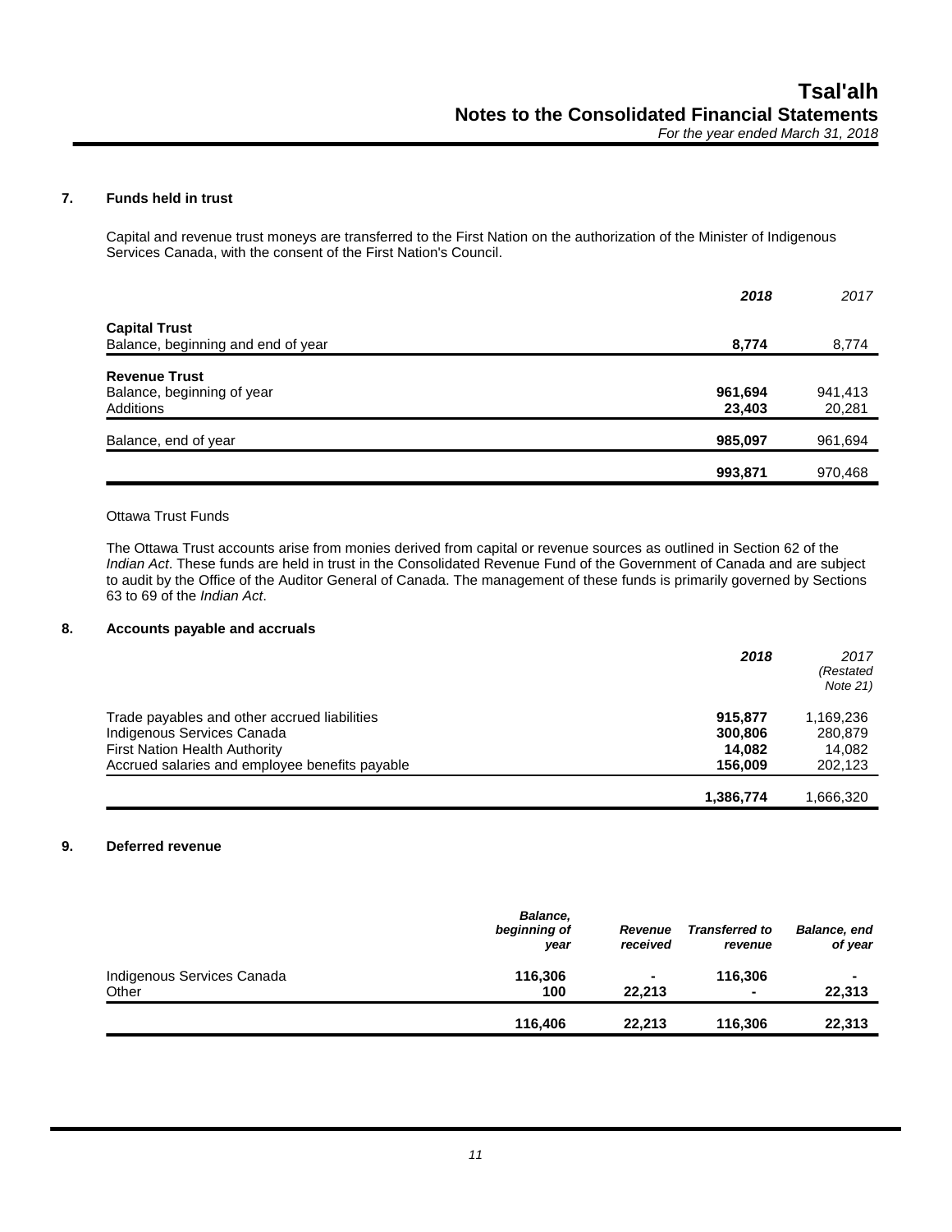### 7. Funds held in trust

Capital and revenue trust moneys are transferred to the First Nation on the authorization of the Minister of Indigenous Services Canada, with the consent of the First Nation's Council.

| | **2018** | 2017 |
|---|---|---|
| **Capital Trust** | | |
| Balance, beginning and end of year | **8,774** | 8,774 |
| **Revenue Trust** | | |
| Balance, beginning of year | **961,694** | 941,413 |
| Additions | **23,403** | 20,281 |
| Balance, end of year | **985,097** | 961,694 |
| | **993,871** | 970,468 |

Ottawa Trust Funds

The Ottawa Trust accounts arise from monies derived from capital or revenue sources as outlined in Section 62 of the *Indian Act*. These funds are held in trust in the Consolidated Revenue Fund of the Government of Canada and are subject to audit by the Office of the Auditor General of Canada. The management of these funds is primarily governed by Sections 63 to 69 of the *Indian Act*.

### 8. Accounts payable and accruals

| | **2018** | 2017 (Restated Note 21) |
|---|---|---|
| Trade payables and other accrued liabilities | **915,877** | 1,169,236 |
| Indigenous Services Canada | **300,806** | 280,879 |
| First Nation Health Authority | **14,082** | 14,082 |
| Accrued salaries and employee benefits payable | **156,009** | 202,123 |
| | **1,386,774** | 1,666,320 |

### 9. Deferred revenue

| | *Balance, beginning of year* | *Revenue received* | *Transferred to revenue* | *Balance, end of year* |
|---|---|---|---|---|
| Indigenous Services Canada | **116,306** | **-** | **116,306** | **-** |
| Other | **100** | **22,213** | **-** | **22,313** |
| | **116,406** | **22,213** | **116,306** | **22,313** |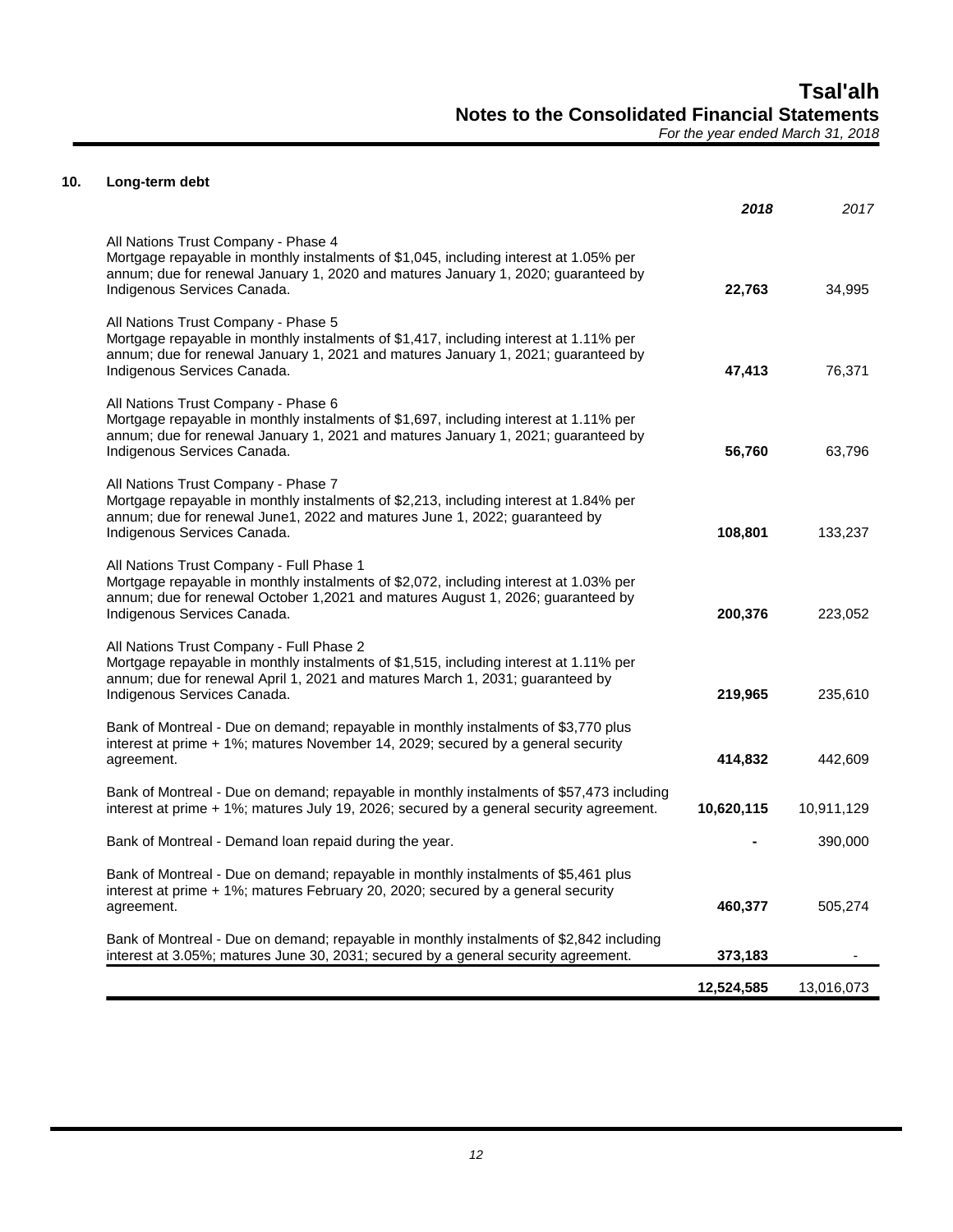## 10. Long-term debt

| | 2018 | 2017 |
|---|---|---|
| All Nations Trust Company - Phase 4<br>Mortgage repayable in monthly instalments of $1,045, including interest at 1.05% per annum; due for renewal January 1, 2020 and matures January 1, 2020; guaranteed by Indigenous Services Canada. | **22,763** | 34,995 |
| All Nations Trust Company - Phase 5<br>Mortgage repayable in monthly instalments of $1,417, including interest at 1.11% per annum; due for renewal January 1, 2021 and matures January 1, 2021; guaranteed by Indigenous Services Canada. | **47,413** | 76,371 |
| All Nations Trust Company - Phase 6<br>Mortgage repayable in monthly instalments of $1,697, including interest at 1.11% per annum; due for renewal January 1, 2021 and matures January 1, 2021; guaranteed by Indigenous Services Canada. | **56,760** | 63,796 |
| All Nations Trust Company - Phase 7<br>Mortgage repayable in monthly instalments of $2,213, including interest at 1.84% per annum; due for renewal June1, 2022 and matures June 1, 2022; guaranteed by Indigenous Services Canada. | **108,801** | 133,237 |
| All Nations Trust Company - Full Phase 1<br>Mortgage repayable in monthly instalments of $2,072, including interest at 1.03% per annum; due for renewal October 1,2021 and matures August 1, 2026; guaranteed by Indigenous Services Canada. | **200,376** | 223,052 |
| All Nations Trust Company - Full Phase 2<br>Mortgage repayable in monthly instalments of $1,515, including interest at 1.11% per annum; due for renewal April 1, 2021 and matures March 1, 2031; guaranteed by Indigenous Services Canada. | **219,965** | 235,610 |
| Bank of Montreal - Due on demand; repayable in monthly instalments of $3,770 plus interest at prime + 1%; matures November 14, 2029; secured by a general security agreement. | **414,832** | 442,609 |
| Bank of Montreal - Due on demand; repayable in monthly instalments of $57,473 including interest at prime + 1%; matures July 19, 2026; secured by a general security agreement. | **10,620,115** | 10,911,129 |
| Bank of Montreal - Demand loan repaid during the year. | **-** | 390,000 |
| Bank of Montreal - Due on demand; repayable in monthly instalments of $5,461 plus interest at prime + 1%; matures February 20, 2020; secured by a general security agreement. | **460,377** | 505,274 |
| Bank of Montreal - Due on demand; repayable in monthly instalments of $2,842 including interest at 3.05%; matures June 30, 2031; secured by a general security agreement. | **373,183** | - |
| | **12,524,585** | 13,016,073 |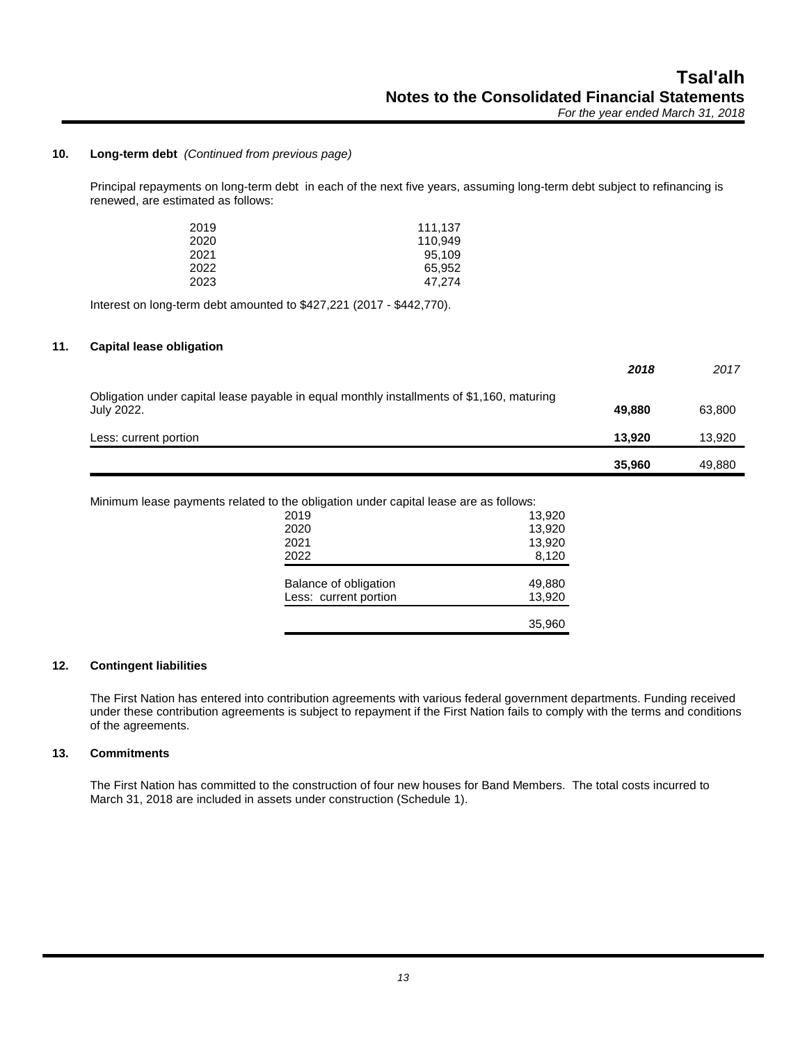### 10. Long-term debt *(Continued from previous page)*

Principal repayments on long-term debt in each of the next five years, assuming long-term debt subject to refinancing is renewed, are estimated as follows:

| | |
|---|---:|
| 2019 | 111,137 |
| 2020 | 110,949 |
| 2021 | 95,109 |
| 2022 | 65,952 |
| 2023 | 47,274 |

Interest on long-term debt amounted to $427,221 (2017 - $442,770).

### 11. Capital lease obligation

| | ***2018*** | *2017* |
|---|---:|---:|
| Obligation under capital lease payable in equal monthly installments of $1,160, maturing July 2022. | **49,880** | 63,800 |
| Less: current portion | **13,920** | 13,920 |
| | **35,960** | 49,880 |

Minimum lease payments related to the obligation under capital lease are as follows:

| | |
|---|---:|
| 2019 | 13,920 |
| 2020 | 13,920 |
| 2021 | 13,920 |
| 2022 | 8,120 |
| Balance of obligation | 49,880 |
| Less: current portion | 13,920 |
| | 35,960 |

### 12. Contingent liabilities

The First Nation has entered into contribution agreements with various federal government departments. Funding received under these contribution agreements is subject to repayment if the First Nation fails to comply with the terms and conditions of the agreements.

### 13. Commitments

The First Nation has committed to the construction of four new houses for Band Members. The total costs incurred to March 31, 2018 are included in assets under construction (Schedule 1).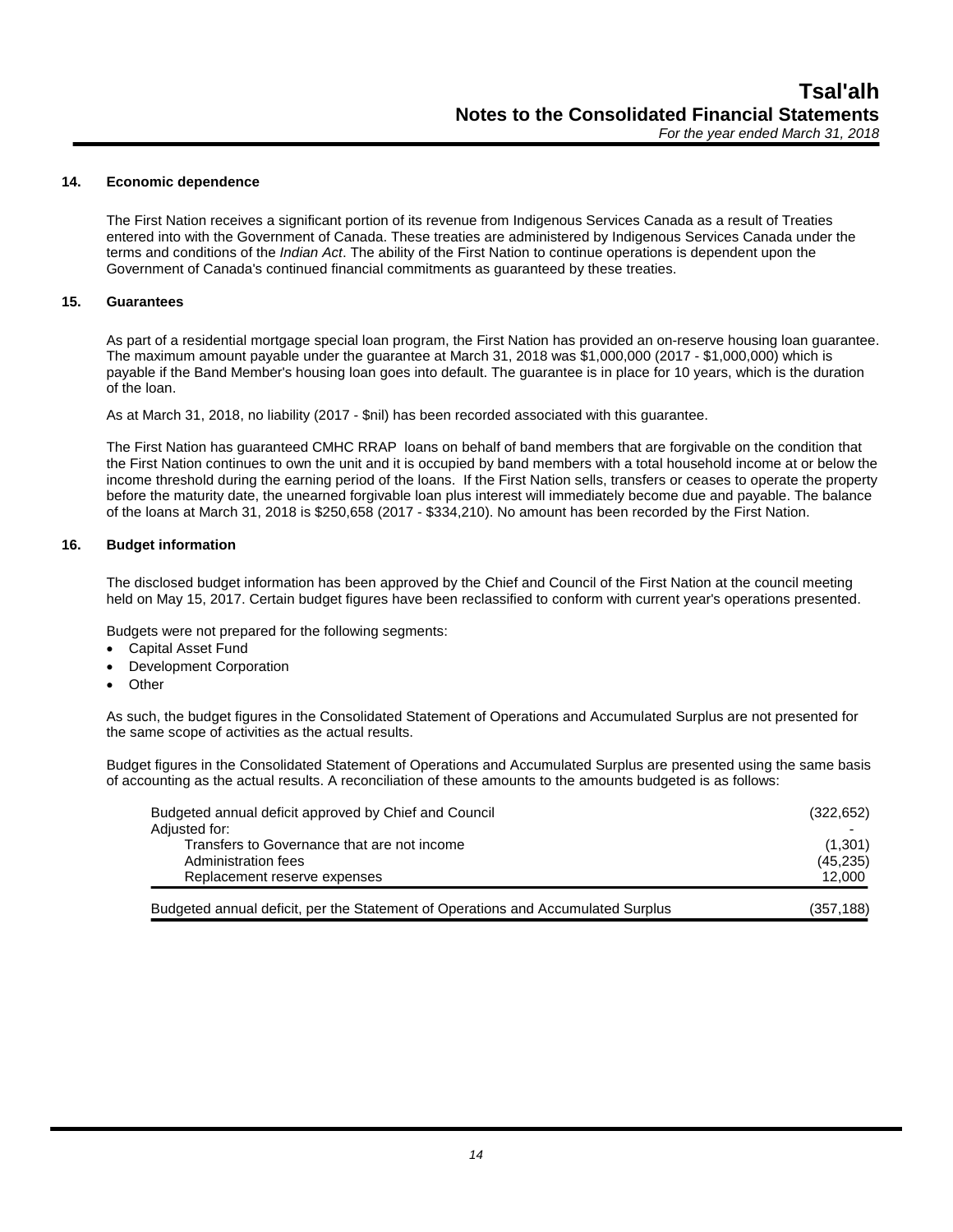### 14. Economic dependence

The First Nation receives a significant portion of its revenue from Indigenous Services Canada as a result of Treaties entered into with the Government of Canada. These treaties are administered by Indigenous Services Canada under the terms and conditions of the *Indian Act*. The ability of the First Nation to continue operations is dependent upon the Government of Canada's continued financial commitments as guaranteed by these treaties.

### 15. Guarantees

As part of a residential mortgage special loan program, the First Nation has provided an on-reserve housing loan guarantee. The maximum amount payable under the guarantee at March 31, 2018 was $1,000,000 (2017 - $1,000,000) which is payable if the Band Member's housing loan goes into default. The guarantee is in place for 10 years, which is the duration of the loan.

As at March 31, 2018, no liability (2017 - $nil) has been recorded associated with this guarantee.

The First Nation has guaranteed CMHC RRAP loans on behalf of band members that are forgivable on the condition that the First Nation continues to own the unit and it is occupied by band members with a total household income at or below the income threshold during the earning period of the loans. If the First Nation sells, transfers or ceases to operate the property before the maturity date, the unearned forgivable loan plus interest will immediately become due and payable. The balance of the loans at March 31, 2018 is $250,658 (2017 - $334,210). No amount has been recorded by the First Nation.

### 16. Budget information

The disclosed budget information has been approved by the Chief and Council of the First Nation at the council meeting held on May 15, 2017. Certain budget figures have been reclassified to conform with current year's operations presented.

Budgets were not prepared for the following segments:

- Capital Asset Fund
- Development Corporation
- Other

As such, the budget figures in the Consolidated Statement of Operations and Accumulated Surplus are not presented for the same scope of activities as the actual results.

Budget figures in the Consolidated Statement of Operations and Accumulated Surplus are presented using the same basis of accounting as the actual results. A reconciliation of these amounts to the amounts budgeted is as follows:

| | |
|---|---|
| Budgeted annual deficit approved by Chief and Council | (322,652) |
| Adjusted for: | - |
| Transfers to Governance that are not income | (1,301) |
| Administration fees | (45,235) |
| Replacement reserve expenses | 12,000 |
| Budgeted annual deficit, per the Statement of Operations and Accumulated Surplus | (357,188) |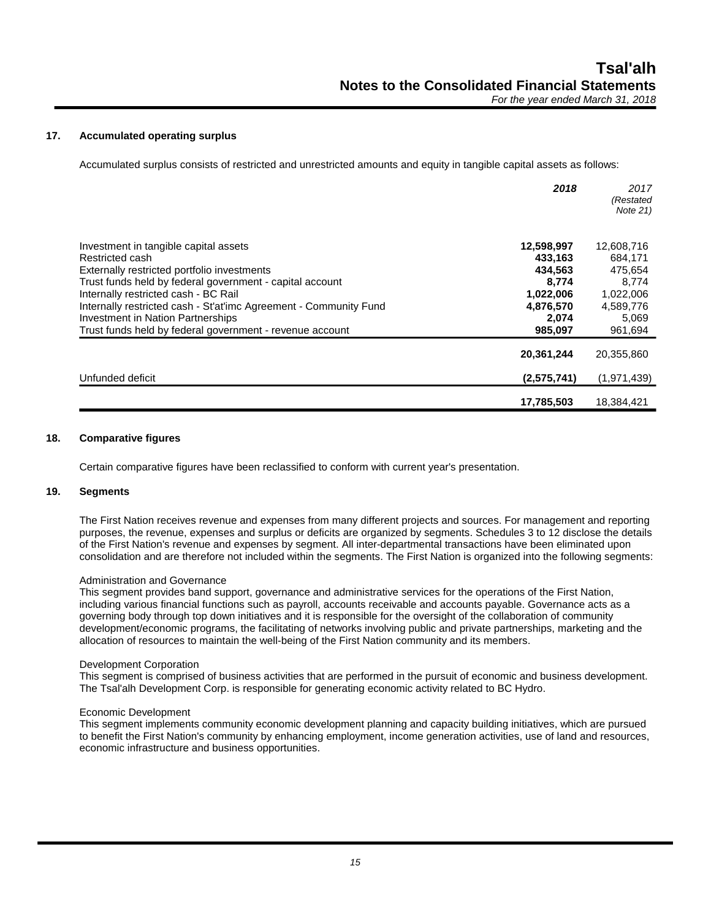## 17. Accumulated operating surplus

Accumulated surplus consists of restricted and unrestricted amounts and equity in tangible capital assets as follows:

| | **2018** | *2017 (Restated Note 21)* |
|---|---|---|
| Investment in tangible capital assets | **12,598,997** | 12,608,716 |
| Restricted cash | **433,163** | 684,171 |
| Externally restricted portfolio investments | **434,563** | 475,654 |
| Trust funds held by federal government - capital account | **8,774** | 8,774 |
| Internally restricted cash - BC Rail | **1,022,006** | 1,022,006 |
| Internally restricted cash - St'at'imc Agreement - Community Fund | **4,876,570** | 4,589,776 |
| Investment in Nation Partnerships | **2,074** | 5,069 |
| Trust funds held by federal government - revenue account | **985,097** | 961,694 |
| | **20,361,244** | 20,355,860 |
| Unfunded deficit | **(2,575,741)** | (1,971,439) |
| | **17,785,503** | 18,384,421 |

## 18. Comparative figures

Certain comparative figures have been reclassified to conform with current year's presentation.

## 19. Segments

The First Nation receives revenue and expenses from many different projects and sources. For management and reporting purposes, the revenue, expenses and surplus or deficits are organized by segments. Schedules 3 to 12 disclose the details of the First Nation's revenue and expenses by segment. All inter-departmental transactions have been eliminated upon consolidation and are therefore not included within the segments. The First Nation is organized into the following segments:

Administration and Governance
This segment provides band support, governance and administrative services for the operations of the First Nation, including various financial functions such as payroll, accounts receivable and accounts payable. Governance acts as a governing body through top down initiatives and it is responsible for the oversight of the collaboration of community development/economic programs, the facilitating of networks involving public and private partnerships, marketing and the allocation of resources to maintain the well-being of the First Nation community and its members.

Development Corporation
This segment is comprised of business activities that are performed in the pursuit of economic and business development. The Tsal'alh Development Corp. is responsible for generating economic activity related to BC Hydro.

Economic Development
This segment implements community economic development planning and capacity building initiatives, which are pursued to benefit the First Nation's community by enhancing employment, income generation activities, use of land and resources, economic infrastructure and business opportunities.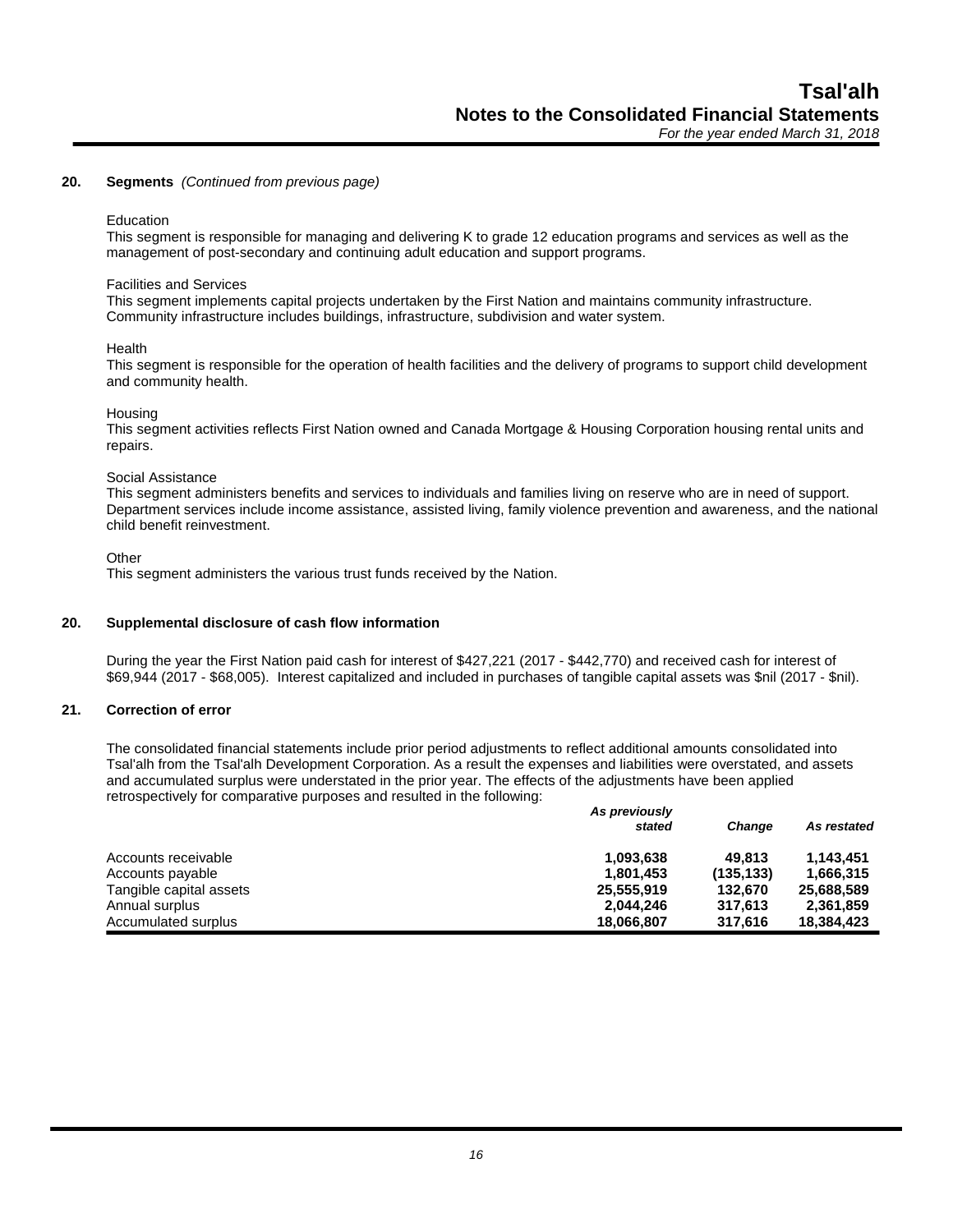## 20. Segments *(Continued from previous page)*

Education
This segment is responsible for managing and delivering K to grade 12 education programs and services as well as the management of post-secondary and continuing adult education and support programs.

Facilities and Services
This segment implements capital projects undertaken by the First Nation and maintains community infrastructure. Community infrastructure includes buildings, infrastructure, subdivision and water system.

Health
This segment is responsible for the operation of health facilities and the delivery of programs to support child development and community health.

Housing
This segment activities reflects First Nation owned and Canada Mortgage & Housing Corporation housing rental units and repairs.

Social Assistance
This segment administers benefits and services to individuals and families living on reserve who are in need of support. Department services include income assistance, assisted living, family violence prevention and awareness, and the national child benefit reinvestment.

Other
This segment administers the various trust funds received by the Nation.

## 20. Supplemental disclosure of cash flow information

During the year the First Nation paid cash for interest of $427,221 (2017 - $442,770) and received cash for interest of $69,944 (2017 - $68,005). Interest capitalized and included in purchases of tangible capital assets was $nil (2017 - $nil).

## 21. Correction of error

The consolidated financial statements include prior period adjustments to reflect additional amounts consolidated into Tsal'alh from the Tsal'alh Development Corporation. As a result the expenses and liabilities were overstated, and assets and accumulated surplus were understated in the prior year. The effects of the adjustments have been applied retrospectively for comparative purposes and resulted in the following:

| | *As previously stated* | *Change* | *As restated* |
|---|---|---|---|
| Accounts receivable | **1,093,638** | **49,813** | **1,143,451** |
| Accounts payable | **1,801,453** | **(135,133)** | **1,666,315** |
| Tangible capital assets | **25,555,919** | **132,670** | **25,688,589** |
| Annual surplus | **2,044,246** | **317,613** | **2,361,859** |
| Accumulated surplus | **18,066,807** | **317,616** | **18,384,423** |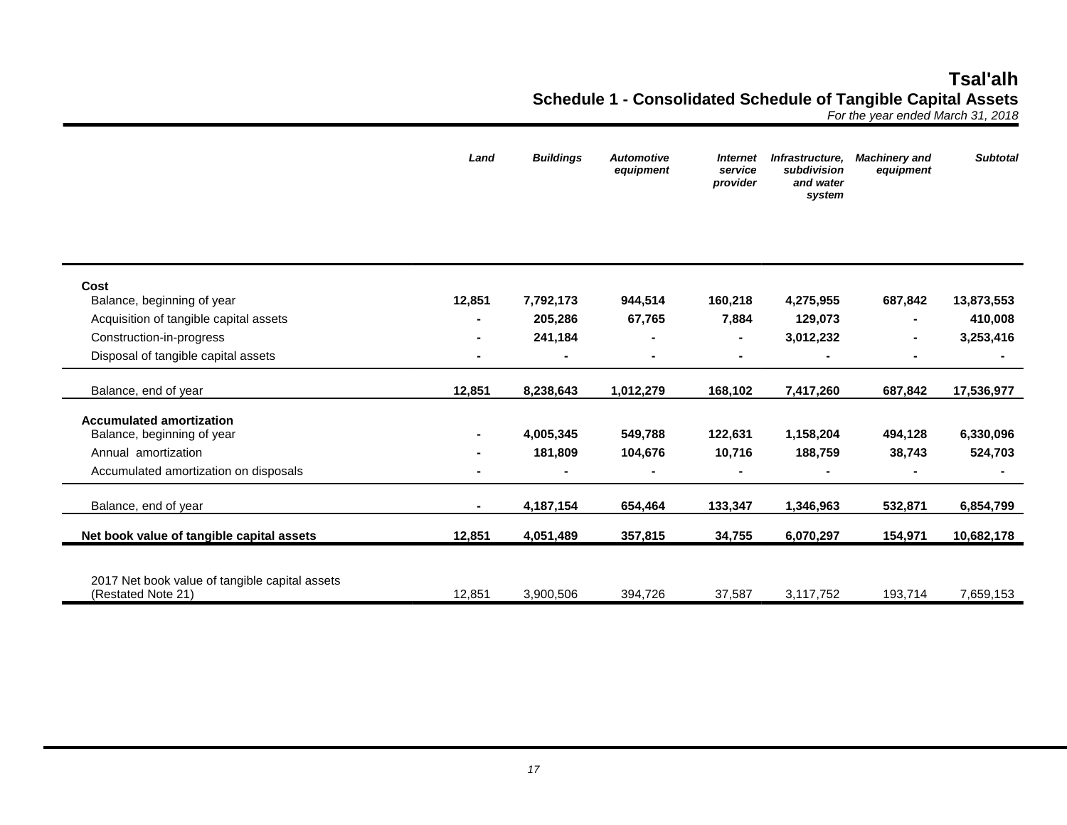# Tsal'alh

## Schedule 1 - Consolidated Schedule of Tangible Capital Assets

*For the year ended March 31, 2018*

| | *Land* | *Buildings* | *Automotive equipment* | *Internet service provider* | *Infrastructure, subdivision and water system* | *Machinery and equipment* | *Subtotal* |
|---|---|---|---|---|---|---|---|
| **Cost** | | | | | | | |
| Balance, beginning of year | **12,851** | **7,792,173** | **944,514** | **160,218** | **4,275,955** | **687,842** | **13,873,553** |
| Acquisition of tangible capital assets | **-** | **205,286** | **67,765** | **7,884** | **129,073** | **-** | **410,008** |
| Construction-in-progress | **-** | **241,184** | **-** | **-** | **3,012,232** | **-** | **3,253,416** |
| Disposal of tangible capital assets | **-** | **-** | **-** | **-** | **-** | **-** | **-** |
| Balance, end of year | **12,851** | **8,238,643** | **1,012,279** | **168,102** | **7,417,260** | **687,842** | **17,536,977** |
| **Accumulated amortization** | | | | | | | |
| Balance, beginning of year | **-** | **4,005,345** | **549,788** | **122,631** | **1,158,204** | **494,128** | **6,330,096** |
| Annual amortization | **-** | **181,809** | **104,676** | **10,716** | **188,759** | **38,743** | **524,703** |
| Accumulated amortization on disposals | **-** | **-** | **-** | **-** | **-** | **-** | **-** |
| Balance, end of year | **-** | **4,187,154** | **654,464** | **133,347** | **1,346,963** | **532,871** | **6,854,799** |
| **Net book value of tangible capital assets** | **12,851** | **4,051,489** | **357,815** | **34,755** | **6,070,297** | **154,971** | **10,682,178** |
| 2017 Net book value of tangible capital assets (Restated Note 21) | 12,851 | 3,900,506 | 394,726 | 37,587 | 3,117,752 | 193,714 | 7,659,153 |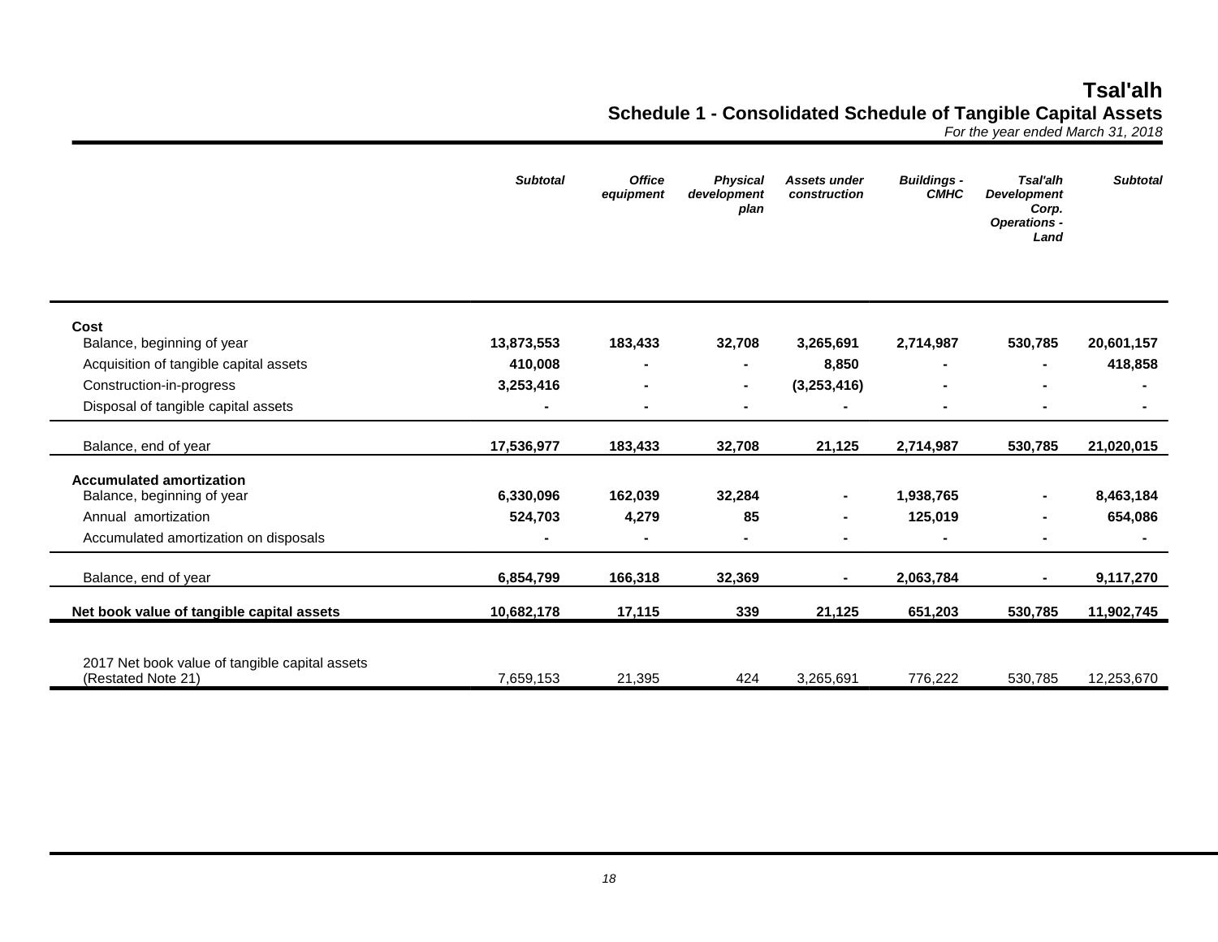# Tsal'alh

## Schedule 1 - Consolidated Schedule of Tangible Capital Assets

*For the year ended March 31, 2018*

| | *Subtotal* | *Office equipment* | *Physical development plan* | *Assets under construction* | *Buildings - CMHC* | *Tsal'alh Development Corp. Operations - Land* | *Subtotal* |
|---|---|---|---|---|---|---|---|
| **Cost** | | | | | | | |
| Balance, beginning of year | **13,873,553** | **183,433** | **32,708** | **3,265,691** | **2,714,987** | **530,785** | **20,601,157** |
| Acquisition of tangible capital assets | **410,008** | **-** | **-** | **8,850** | **-** | **-** | **418,858** |
| Construction-in-progress | **3,253,416** | **-** | **-** | **(3,253,416)** | **-** | **-** | **-** |
| Disposal of tangible capital assets | **-** | **-** | **-** | **-** | **-** | **-** | **-** |
| Balance, end of year | **17,536,977** | **183,433** | **32,708** | **21,125** | **2,714,987** | **530,785** | **21,020,015** |
| **Accumulated amortization** | | | | | | | |
| Balance, beginning of year | **6,330,096** | **162,039** | **32,284** | **-** | **1,938,765** | **-** | **8,463,184** |
| Annual amortization | **524,703** | **4,279** | **85** | **-** | **125,019** | **-** | **654,086** |
| Accumulated amortization on disposals | **-** | **-** | **-** | **-** | **-** | **-** | **-** |
| Balance, end of year | **6,854,799** | **166,318** | **32,369** | **-** | **2,063,784** | **-** | **9,117,270** |
| **Net book value of tangible capital assets** | **10,682,178** | **17,115** | **339** | **21,125** | **651,203** | **530,785** | **11,902,745** |
| 2017 Net book value of tangible capital assets (Restated Note 21) | 7,659,153 | 21,395 | 424 | 3,265,691 | 776,222 | 530,785 | 12,253,670 |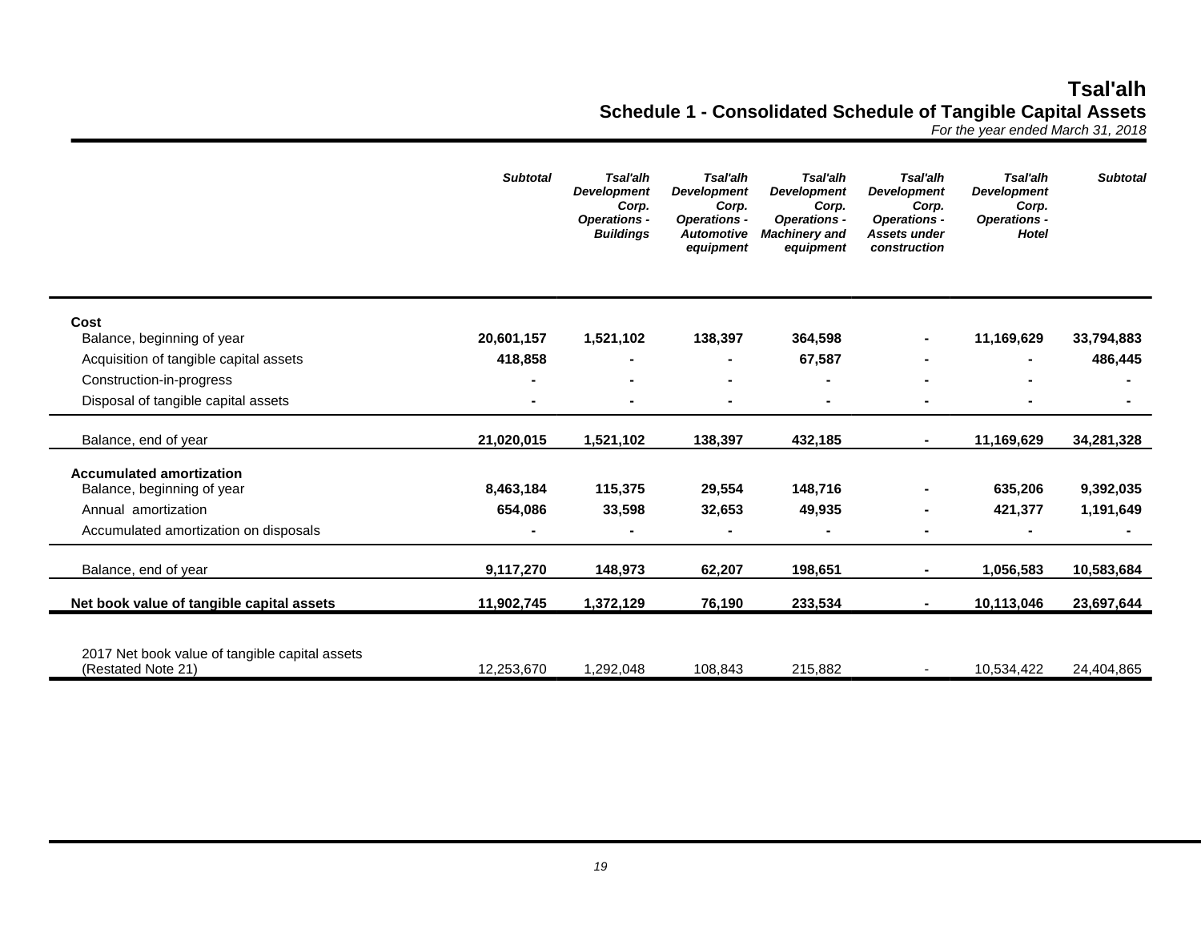# Tsal'alh

## Schedule 1 - Consolidated Schedule of Tangible Capital Assets

*For the year ended March 31, 2018*

| | *Subtotal* | *Tsal'alh Development Corp. Operations - Buildings* | *Tsal'alh Development Corp. Operations - Automotive equipment* | *Tsal'alh Development Corp. Operations - Machinery and equipment* | *Tsal'alh Development Corp. Operations - Assets under construction* | *Tsal'alh Development Corp. Operations - Hotel* | *Subtotal* |
|---|---|---|---|---|---|---|---|
| **Cost** | | | | | | | |
| Balance, beginning of year | **20,601,157** | **1,521,102** | **138,397** | **364,598** | **-** | **11,169,629** | **33,794,883** |
| Acquisition of tangible capital assets | **418,858** | **-** | **-** | **67,587** | **-** | **-** | **486,445** |
| Construction-in-progress | **-** | **-** | **-** | **-** | **-** | **-** | **-** |
| Disposal of tangible capital assets | **-** | **-** | **-** | **-** | **-** | **-** | **-** |
| Balance, end of year | **21,020,015** | **1,521,102** | **138,397** | **432,185** | **-** | **11,169,629** | **34,281,328** |
| **Accumulated amortization** | | | | | | | |
| Balance, beginning of year | **8,463,184** | **115,375** | **29,554** | **148,716** | **-** | **635,206** | **9,392,035** |
| Annual amortization | **654,086** | **33,598** | **32,653** | **49,935** | **-** | **421,377** | **1,191,649** |
| Accumulated amortization on disposals | **-** | **-** | **-** | **-** | **-** | **-** | **-** |
| Balance, end of year | **9,117,270** | **148,973** | **62,207** | **198,651** | **-** | **1,056,583** | **10,583,684** |
| **Net book value of tangible capital assets** | **11,902,745** | **1,372,129** | **76,190** | **233,534** | **-** | **10,113,046** | **23,697,644** |
| 2017 Net book value of tangible capital assets (Restated Note 21) | 12,253,670 | 1,292,048 | 108,843 | 215,882 | - | 10,534,422 | 24,404,865 |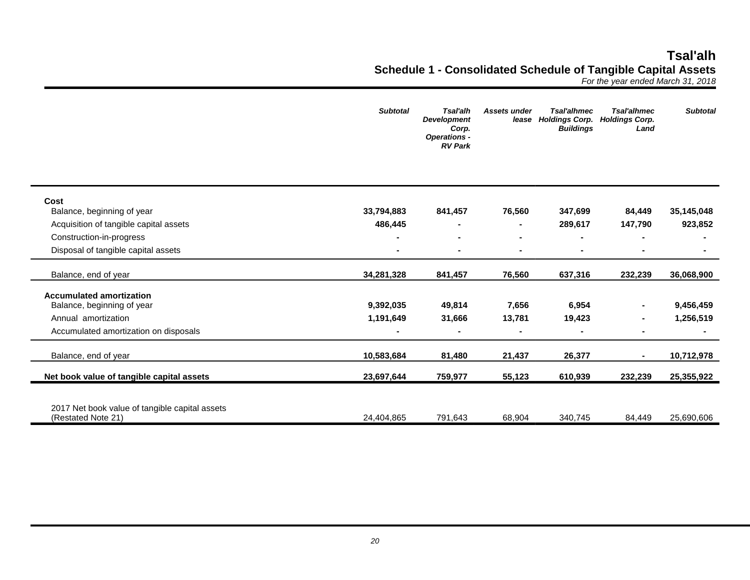# Tsal'alh

## Schedule 1 - Consolidated Schedule of Tangible Capital Assets

*For the year ended March 31, 2018*

| | *Subtotal* | *Tsal'alh Development Corp. Operations - RV Park* | *Assets under lease* | *Tsal'alhmec Holdings Corp. Buildings* | *Tsal'alhmec Holdings Corp. Land* | *Subtotal* |
|---|---|---|---|---|---|---|
| **Cost** | | | | | | |
| Balance, beginning of year | **33,794,883** | **841,457** | **76,560** | **347,699** | **84,449** | **35,145,048** |
| Acquisition of tangible capital assets | **486,445** | **-** | **-** | **289,617** | **147,790** | **923,852** |
| Construction-in-progress | **-** | **-** | **-** | **-** | **-** | **-** |
| Disposal of tangible capital assets | **-** | **-** | **-** | **-** | **-** | **-** |
| Balance, end of year | **34,281,328** | **841,457** | **76,560** | **637,316** | **232,239** | **36,068,900** |
| **Accumulated amortization** | | | | | | |
| Balance, beginning of year | **9,392,035** | **49,814** | **7,656** | **6,954** | **-** | **9,456,459** |
| Annual amortization | **1,191,649** | **31,666** | **13,781** | **19,423** | **-** | **1,256,519** |
| Accumulated amortization on disposals | **-** | **-** | **-** | **-** | **-** | **-** |
| Balance, end of year | **10,583,684** | **81,480** | **21,437** | **26,377** | **-** | **10,712,978** |
| **Net book value of tangible capital assets** | **23,697,644** | **759,977** | **55,123** | **610,939** | **232,239** | **25,355,922** |
| 2017 Net book value of tangible capital assets (Restated Note 21) | 24,404,865 | 791,643 | 68,904 | 340,745 | 84,449 | 25,690,606 |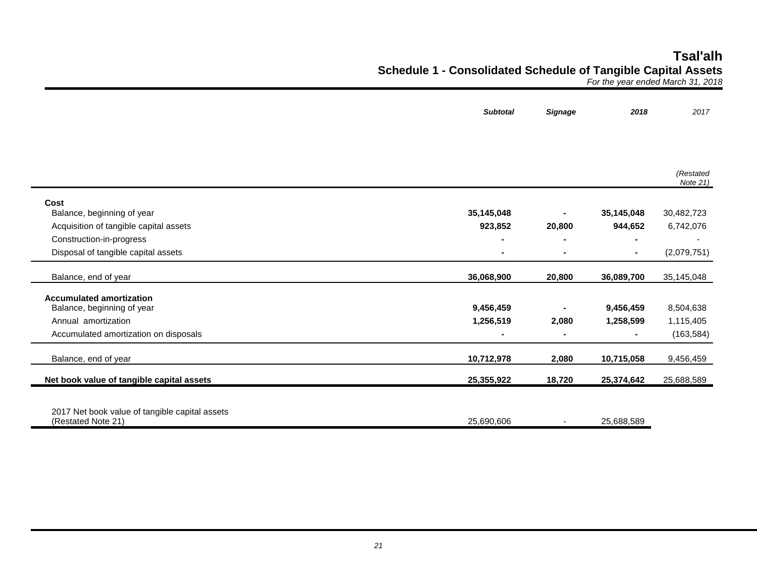# Tsal'alh

## Schedule 1 - Consolidated Schedule of Tangible Capital Assets

*For the year ended March 31, 2018*

| | *Subtotal* | *Signage* | *2018* | *2017* |
|---|---|---|---|---|
| | | | | *(Restated Note 21)* |
| **Cost** | | | | |
| Balance, beginning of year | **35,145,048** | **-** | **35,145,048** | 30,482,723 |
| Acquisition of tangible capital assets | **923,852** | **20,800** | **944,652** | 6,742,076 |
| Construction-in-progress | **-** | **-** | **-** | - |
| Disposal of tangible capital assets | **-** | **-** | **-** | (2,079,751) |
| Balance, end of year | **36,068,900** | **20,800** | **36,089,700** | 35,145,048 |
| **Accumulated amortization** | | | | |
| Balance, beginning of year | **9,456,459** | **-** | **9,456,459** | 8,504,638 |
| Annual amortization | **1,256,519** | **2,080** | **1,258,599** | 1,115,405 |
| Accumulated amortization on disposals | **-** | **-** | **-** | (163,584) |
| Balance, end of year | **10,712,978** | **2,080** | **10,715,058** | 9,456,459 |
| **Net book value of tangible capital assets** | **25,355,922** | **18,720** | **25,374,642** | 25,688,589 |
| 2017 Net book value of tangible capital assets (Restated Note 21) | 25,690,606 | - | 25,688,589 | |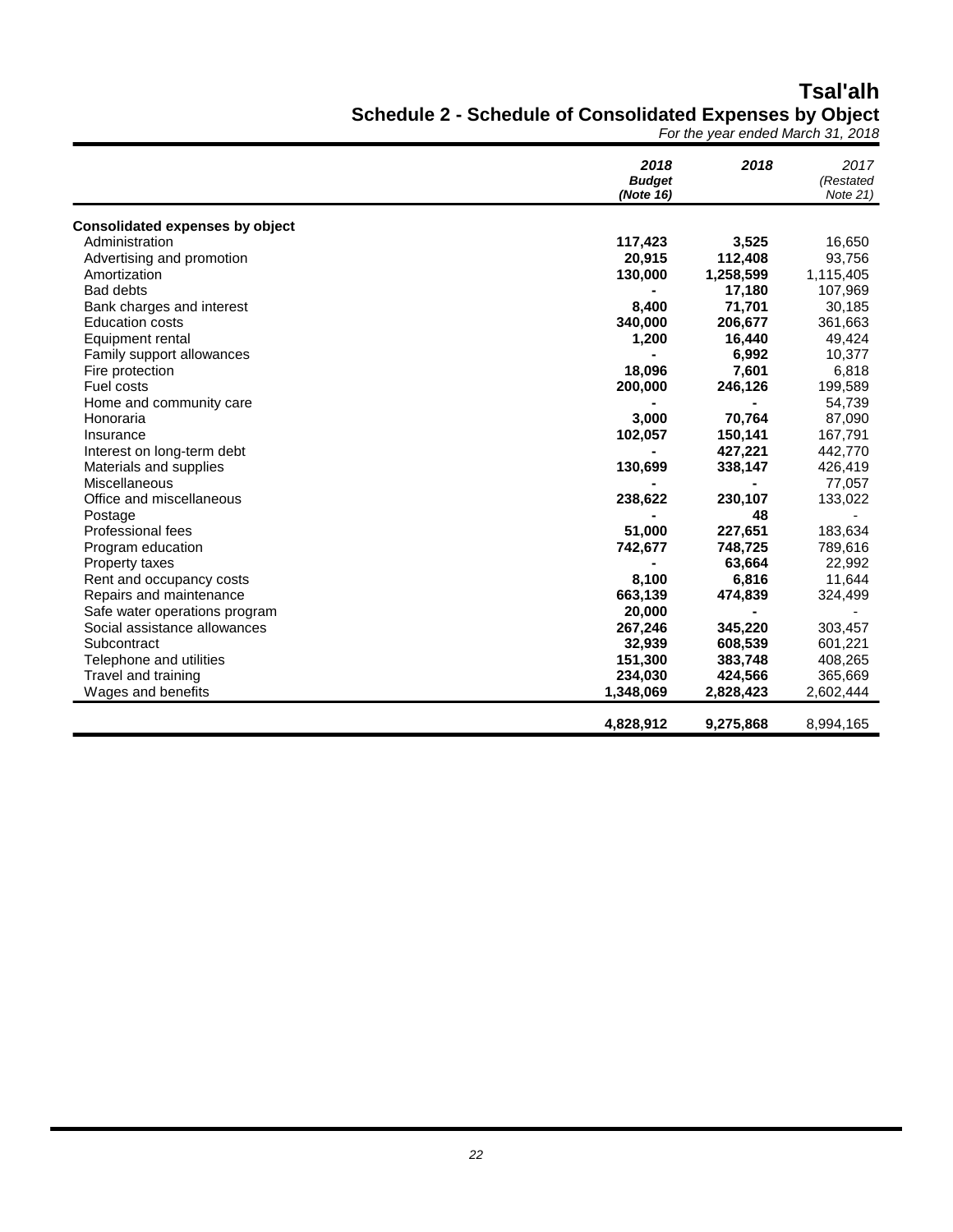# Tsal'alh

## Schedule 2 - Schedule of Consolidated Expenses by Object

*For the year ended March 31, 2018*

| | ***2018 Budget (Note 16)*** | **2018** | *2017 (Restated Note 21)* |
|---|---|---|---|
| **Consolidated expenses by object** | | | |
| Administration | **117,423** | **3,525** | 16,650 |
| Advertising and promotion | **20,915** | **112,408** | 93,756 |
| Amortization | **130,000** | **1,258,599** | 1,115,405 |
| Bad debts | **-** | **17,180** | 107,969 |
| Bank charges and interest | **8,400** | **71,701** | 30,185 |
| Education costs | **340,000** | **206,677** | 361,663 |
| Equipment rental | **1,200** | **16,440** | 49,424 |
| Family support allowances | **-** | **6,992** | 10,377 |
| Fire protection | **18,096** | **7,601** | 6,818 |
| Fuel costs | **200,000** | **246,126** | 199,589 |
| Home and community care | **-** | **-** | 54,739 |
| Honoraria | **3,000** | **70,764** | 87,090 |
| Insurance | **102,057** | **150,141** | 167,791 |
| Interest on long-term debt | **-** | **427,221** | 442,770 |
| Materials and supplies | **130,699** | **338,147** | 426,419 |
| Miscellaneous | **-** | **-** | 77,057 |
| Office and miscellaneous | **238,622** | **230,107** | 133,022 |
| Postage | **-** | **48** | - |
| Professional fees | **51,000** | **227,651** | 183,634 |
| Program education | **742,677** | **748,725** | 789,616 |
| Property taxes | **-** | **63,664** | 22,992 |
| Rent and occupancy costs | **8,100** | **6,816** | 11,644 |
| Repairs and maintenance | **663,139** | **474,839** | 324,499 |
| Safe water operations program | **20,000** | **-** | - |
| Social assistance allowances | **267,246** | **345,220** | 303,457 |
| Subcontract | **32,939** | **608,539** | 601,221 |
| Telephone and utilities | **151,300** | **383,748** | 408,265 |
| Travel and training | **234,030** | **424,566** | 365,669 |
| Wages and benefits | **1,348,069** | **2,828,423** | 2,602,444 |
| | **4,828,912** | **9,275,868** | 8,994,165 |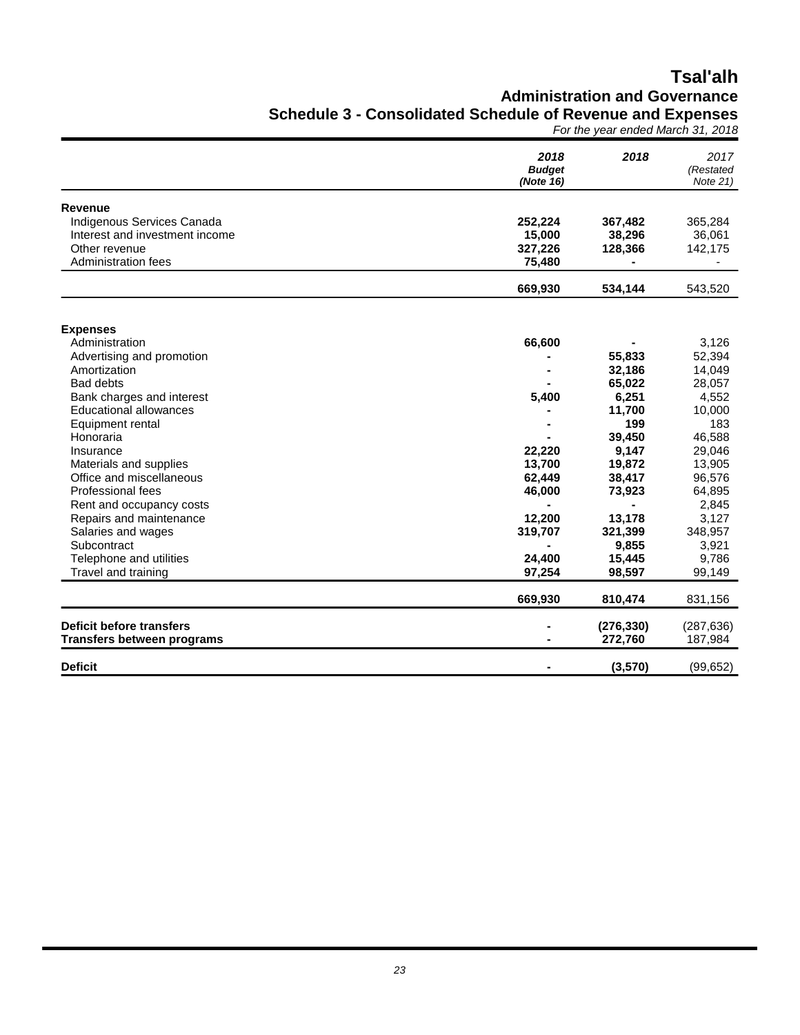# Tsal'alh

## Administration and Governance

## Schedule 3 - Consolidated Schedule of Revenue and Expenses

*For the year ended March 31, 2018*

| | 2018 Budget (Note 16) | 2018 | 2017 (Restated Note 21) |
|---|---|---|---|
| **Revenue** | | | |
| Indigenous Services Canada | **252,224** | **367,482** | 365,284 |
| Interest and investment income | **15,000** | **38,296** | 36,061 |
| Other revenue | **327,226** | **128,366** | 142,175 |
| Administration fees | **75,480** | **-** | - |
| | **669,930** | **534,144** | 543,520 |
| **Expenses** | | | |
| Administration | **66,600** | **-** | 3,126 |
| Advertising and promotion | **-** | **55,833** | 52,394 |
| Amortization | **-** | **32,186** | 14,049 |
| Bad debts | **-** | **65,022** | 28,057 |
| Bank charges and interest | **5,400** | **6,251** | 4,552 |
| Educational allowances | **-** | **11,700** | 10,000 |
| Equipment rental | **-** | **199** | 183 |
| Honoraria | **-** | **39,450** | 46,588 |
| Insurance | **22,220** | **9,147** | 29,046 |
| Materials and supplies | **13,700** | **19,872** | 13,905 |
| Office and miscellaneous | **62,449** | **38,417** | 96,576 |
| Professional fees | **46,000** | **73,923** | 64,895 |
| Rent and occupancy costs | **-** | **-** | 2,845 |
| Repairs and maintenance | **12,200** | **13,178** | 3,127 |
| Salaries and wages | **319,707** | **321,399** | 348,957 |
| Subcontract | **-** | **9,855** | 3,921 |
| Telephone and utilities | **24,400** | **15,445** | 9,786 |
| Travel and training | **97,254** | **98,597** | 99,149 |
| | **669,930** | **810,474** | 831,156 |
| **Deficit before transfers** | **-** | **(276,330)** | (287,636) |
| **Transfers between programs** | **-** | **272,760** | 187,984 |
| **Deficit** | **-** | **(3,570)** | (99,652) |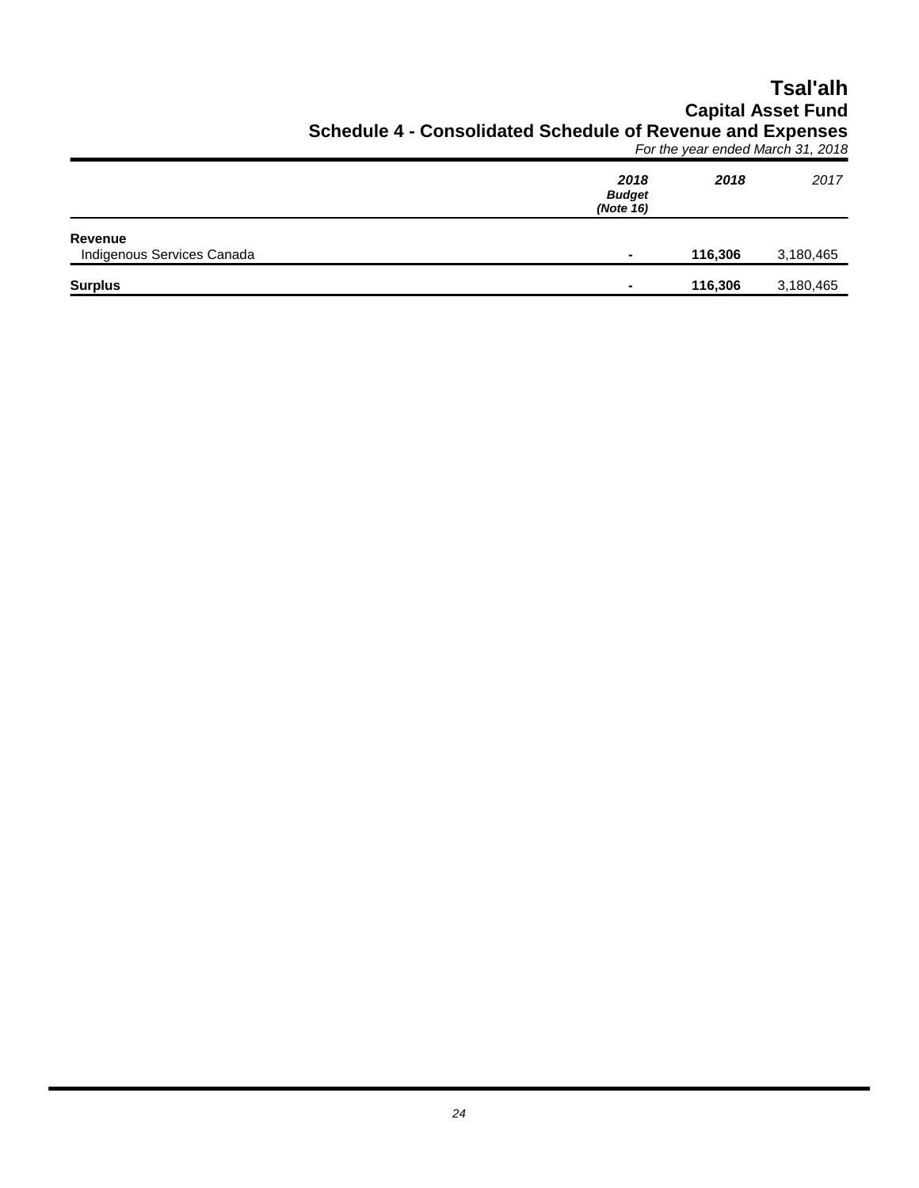# Tsal'alh

## Capital Asset Fund

## Schedule 4 - Consolidated Schedule of Revenue and Expenses

*For the year ended March 31, 2018*

| | ***2018 Budget (Note 16)*** | ***2018*** | *2017* |
|---|---|---|---|
| **Revenue** | | | |
| Indigenous Services Canada | - | **116,306** | 3,180,465 |
| **Surplus** | - | **116,306** | 3,180,465 |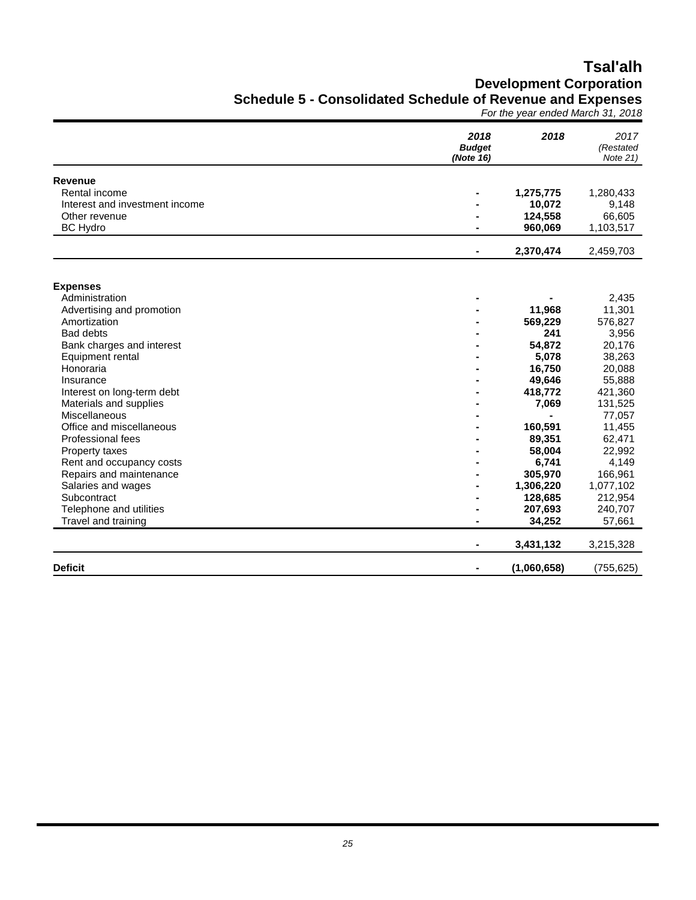# Tsal'alh

## Development Corporation

## Schedule 5 - Consolidated Schedule of Revenue and Expenses

*For the year ended March 31, 2018*

| | *2018 Budget (Note 16)* | *2018* | *2017 (Restated Note 21)* |
|---|---|---|---|
| **Revenue** | | | |
| Rental income | - | **1,275,775** | 1,280,433 |
| Interest and investment income | - | **10,072** | 9,148 |
| Other revenue | - | **124,558** | 66,605 |
| BC Hydro | - | **960,069** | 1,103,517 |
| | - | **2,370,474** | 2,459,703 |
| **Expenses** | | | |
| Administration | - | **-** | 2,435 |
| Advertising and promotion | - | **11,968** | 11,301 |
| Amortization | - | **569,229** | 576,827 |
| Bad debts | - | **241** | 3,956 |
| Bank charges and interest | - | **54,872** | 20,176 |
| Equipment rental | - | **5,078** | 38,263 |
| Honoraria | - | **16,750** | 20,088 |
| Insurance | - | **49,646** | 55,888 |
| Interest on long-term debt | - | **418,772** | 421,360 |
| Materials and supplies | - | **7,069** | 131,525 |
| Miscellaneous | - | **-** | 77,057 |
| Office and miscellaneous | - | **160,591** | 11,455 |
| Professional fees | - | **89,351** | 62,471 |
| Property taxes | - | **58,004** | 22,992 |
| Rent and occupancy costs | - | **6,741** | 4,149 |
| Repairs and maintenance | - | **305,970** | 166,961 |
| Salaries and wages | - | **1,306,220** | 1,077,102 |
| Subcontract | - | **128,685** | 212,954 |
| Telephone and utilities | - | **207,693** | 240,707 |
| Travel and training | - | **34,252** | 57,661 |
| | - | **3,431,132** | 3,215,328 |
| **Deficit** | - | **(1,060,658)** | (755,625) |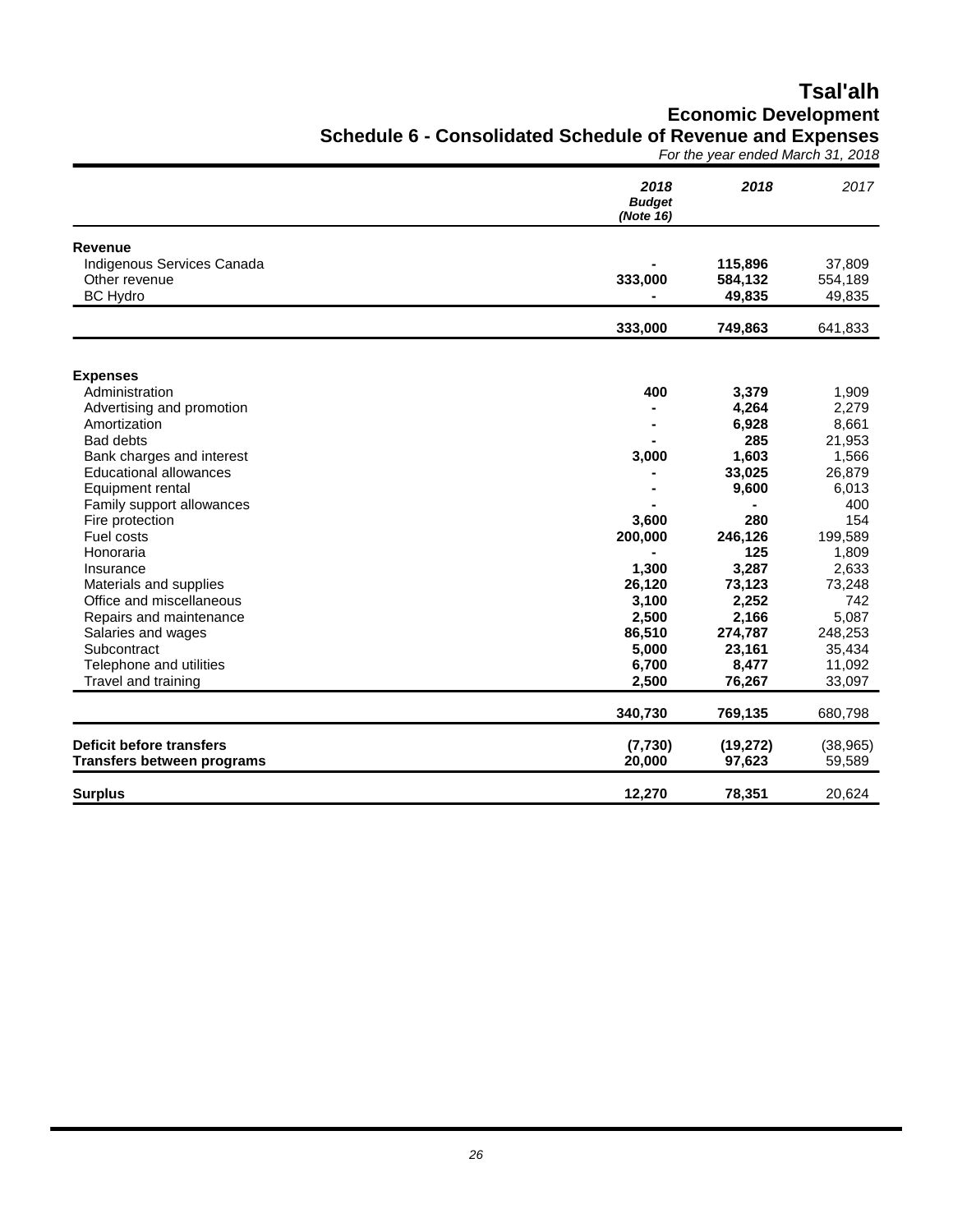# Tsal'alh

## Economic Development

## Schedule 6 - Consolidated Schedule of Revenue and Expenses

*For the year ended March 31, 2018*

| | 2018 Budget (Note 16) | 2018 | 2017 |
|---|---|---|---|
| **Revenue** | | | |
| Indigenous Services Canada | - | 115,896 | 37,809 |
| Other revenue | 333,000 | 584,132 | 554,189 |
| BC Hydro | - | 49,835 | 49,835 |
| | 333,000 | 749,863 | 641,833 |
| **Expenses** | | | |
| Administration | 400 | 3,379 | 1,909 |
| Advertising and promotion | - | 4,264 | 2,279 |
| Amortization | - | 6,928 | 8,661 |
| Bad debts | - | 285 | 21,953 |
| Bank charges and interest | 3,000 | 1,603 | 1,566 |
| Educational allowances | - | 33,025 | 26,879 |
| Equipment rental | - | 9,600 | 6,013 |
| Family support allowances | - | - | 400 |
| Fire protection | 3,600 | 280 | 154 |
| Fuel costs | 200,000 | 246,126 | 199,589 |
| Honoraria | - | 125 | 1,809 |
| Insurance | 1,300 | 3,287 | 2,633 |
| Materials and supplies | 26,120 | 73,123 | 73,248 |
| Office and miscellaneous | 3,100 | 2,252 | 742 |
| Repairs and maintenance | 2,500 | 2,166 | 5,087 |
| Salaries and wages | 86,510 | 274,787 | 248,253 |
| Subcontract | 5,000 | 23,161 | 35,434 |
| Telephone and utilities | 6,700 | 8,477 | 11,092 |
| Travel and training | 2,500 | 76,267 | 33,097 |
| | 340,730 | 769,135 | 680,798 |
| **Deficit before transfers** | (7,730) | (19,272) | (38,965) |
| **Transfers between programs** | 20,000 | 97,623 | 59,589 |
| **Surplus** | 12,270 | 78,351 | 20,624 |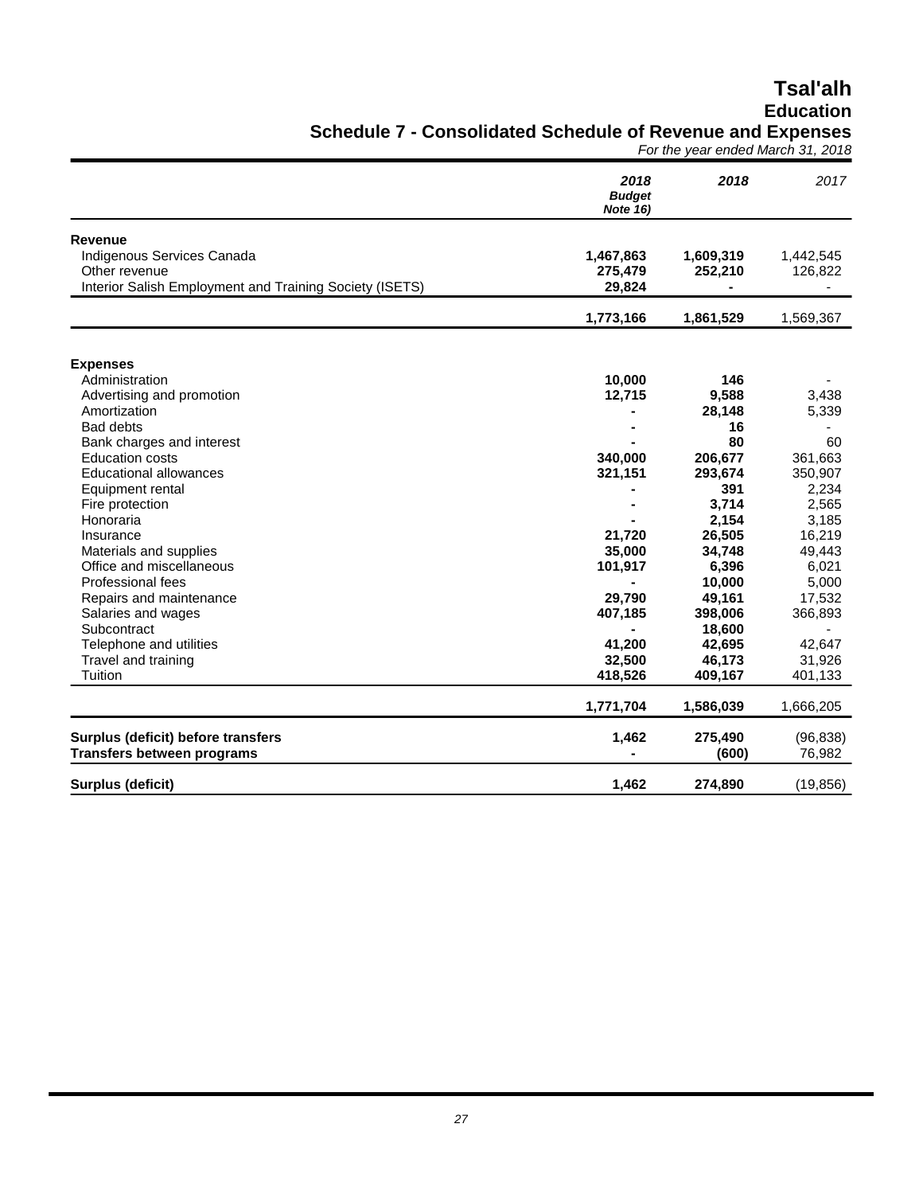# Tsal'alh

## Education

### Schedule 7 - Consolidated Schedule of Revenue and Expenses

*For the year ended March 31, 2018*

| | 2018 Budget Note 16) | 2018 | 2017 |
|---|---|---|---|
| **Revenue** | | | |
| Indigenous Services Canada | **1,467,863** | **1,609,319** | 1,442,545 |
| Other revenue | **275,479** | **252,210** | 126,822 |
| Interior Salish Employment and Training Society (ISETS) | **29,824** | **-** | - |
| | **1,773,166** | **1,861,529** | 1,569,367 |
| **Expenses** | | | |
| Administration | **10,000** | **146** | - |
| Advertising and promotion | **12,715** | **9,588** | 3,438 |
| Amortization | **-** | **28,148** | 5,339 |
| Bad debts | **-** | **16** | - |
| Bank charges and interest | **-** | **80** | 60 |
| Education costs | **340,000** | **206,677** | 361,663 |
| Educational allowances | **321,151** | **293,674** | 350,907 |
| Equipment rental | **-** | **391** | 2,234 |
| Fire protection | **-** | **3,714** | 2,565 |
| Honoraria | **-** | **2,154** | 3,185 |
| Insurance | **21,720** | **26,505** | 16,219 |
| Materials and supplies | **35,000** | **34,748** | 49,443 |
| Office and miscellaneous | **101,917** | **6,396** | 6,021 |
| Professional fees | **-** | **10,000** | 5,000 |
| Repairs and maintenance | **29,790** | **49,161** | 17,532 |
| Salaries and wages | **407,185** | **398,006** | 366,893 |
| Subcontract | **-** | **18,600** | - |
| Telephone and utilities | **41,200** | **42,695** | 42,647 |
| Travel and training | **32,500** | **46,173** | 31,926 |
| Tuition | **418,526** | **409,167** | 401,133 |
| | **1,771,704** | **1,586,039** | 1,666,205 |
| **Surplus (deficit) before transfers** | **1,462** | **275,490** | (96,838) |
| **Transfers between programs** | **-** | **(600)** | 76,982 |
| **Surplus (deficit)** | **1,462** | **274,890** | (19,856) |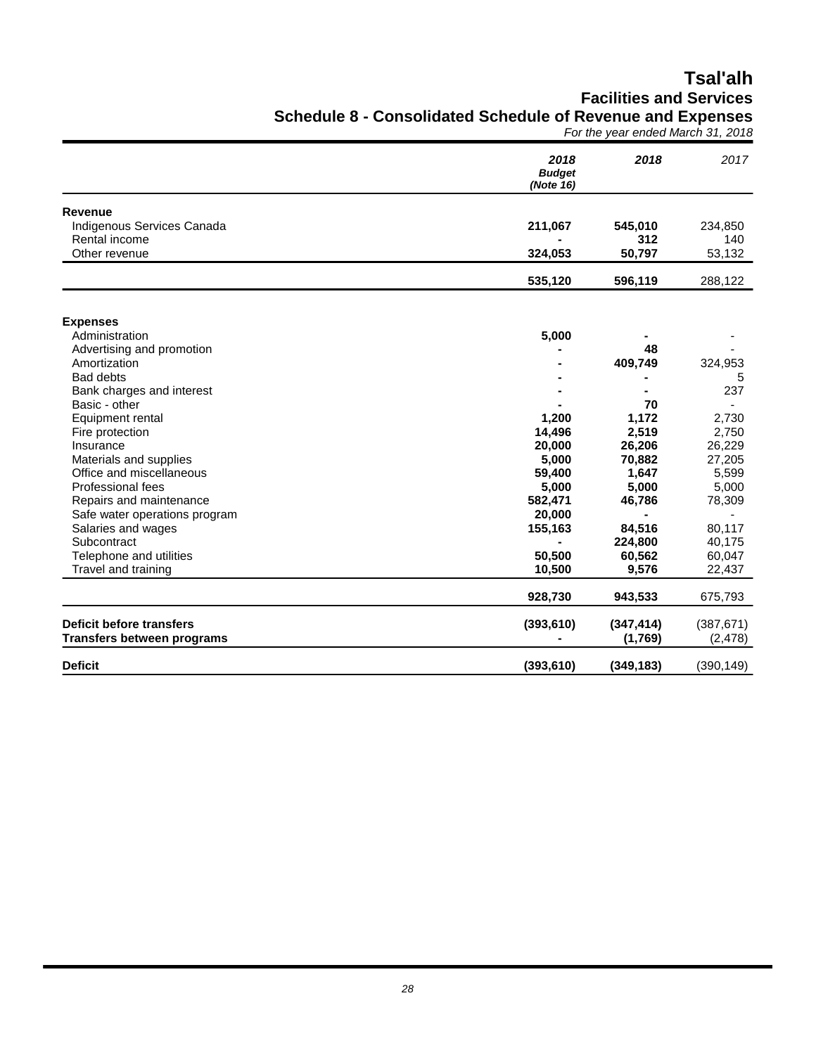# Tsal'alh

## Facilities and Services

## Schedule 8 - Consolidated Schedule of Revenue and Expenses

*For the year ended March 31, 2018*

| | *2018 Budget (Note 16)* | *2018* | *2017* |
|---|---|---|---|
| **Revenue** | | | |
| Indigenous Services Canada | **211,067** | **545,010** | 234,850 |
| Rental income | **-** | **312** | 140 |
| Other revenue | **324,053** | **50,797** | 53,132 |
| | **535,120** | **596,119** | 288,122 |
| **Expenses** | | | |
| Administration | **5,000** | **-** | - |
| Advertising and promotion | **-** | **48** | - |
| Amortization | **-** | **409,749** | 324,953 |
| Bad debts | **-** | **-** | 5 |
| Bank charges and interest | **-** | **-** | 237 |
| Basic - other | **-** | **70** | - |
| Equipment rental | **1,200** | **1,172** | 2,730 |
| Fire protection | **14,496** | **2,519** | 2,750 |
| Insurance | **20,000** | **26,206** | 26,229 |
| Materials and supplies | **5,000** | **70,882** | 27,205 |
| Office and miscellaneous | **59,400** | **1,647** | 5,599 |
| Professional fees | **5,000** | **5,000** | 5,000 |
| Repairs and maintenance | **582,471** | **46,786** | 78,309 |
| Safe water operations program | **20,000** | **-** | - |
| Salaries and wages | **155,163** | **84,516** | 80,117 |
| Subcontract | **-** | **224,800** | 40,175 |
| Telephone and utilities | **50,500** | **60,562** | 60,047 |
| Travel and training | **10,500** | **9,576** | 22,437 |
| | **928,730** | **943,533** | 675,793 |
| **Deficit before transfers** | **(393,610)** | **(347,414)** | (387,671) |
| **Transfers between programs** | **-** | **(1,769)** | (2,478) |
| **Deficit** | **(393,610)** | **(349,183)** | (390,149) |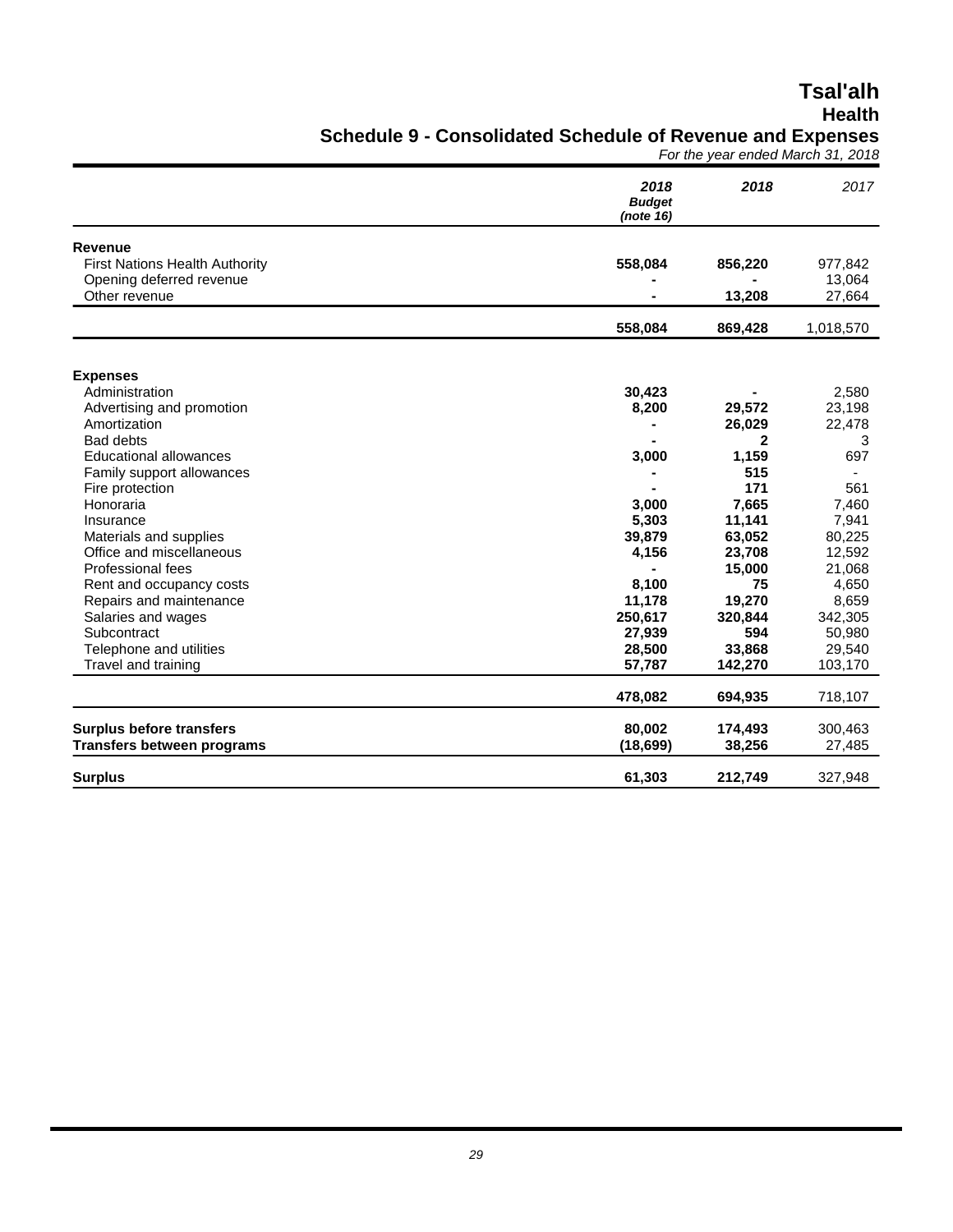# Tsal'alh

## Health

### Schedule 9 - Consolidated Schedule of Revenue and Expenses

*For the year ended March 31, 2018*

| | *2018 Budget (note 16)* | *2018* | *2017* |
|---|---|---|---|
| **Revenue** | | | |
| First Nations Health Authority | **558,084** | **856,220** | 977,842 |
| Opening deferred revenue | **-** | **-** | 13,064 |
| Other revenue | **-** | **13,208** | 27,664 |
| | **558,084** | **869,428** | 1,018,570 |
| **Expenses** | | | |
| Administration | **30,423** | **-** | 2,580 |
| Advertising and promotion | **8,200** | **29,572** | 23,198 |
| Amortization | **-** | **26,029** | 22,478 |
| Bad debts | **-** | **2** | 3 |
| Educational allowances | **3,000** | **1,159** | 697 |
| Family support allowances | **-** | **515** | - |
| Fire protection | **-** | **171** | 561 |
| Honoraria | **3,000** | **7,665** | 7,460 |
| Insurance | **5,303** | **11,141** | 7,941 |
| Materials and supplies | **39,879** | **63,052** | 80,225 |
| Office and miscellaneous | **4,156** | **23,708** | 12,592 |
| Professional fees | **-** | **15,000** | 21,068 |
| Rent and occupancy costs | **8,100** | **75** | 4,650 |
| Repairs and maintenance | **11,178** | **19,270** | 8,659 |
| Salaries and wages | **250,617** | **320,844** | 342,305 |
| Subcontract | **27,939** | **594** | 50,980 |
| Telephone and utilities | **28,500** | **33,868** | 29,540 |
| Travel and training | **57,787** | **142,270** | 103,170 |
| | **478,082** | **694,935** | 718,107 |
| **Surplus before transfers** | **80,002** | **174,493** | 300,463 |
| **Transfers between programs** | **(18,699)** | **38,256** | 27,485 |
| **Surplus** | **61,303** | **212,749** | 327,948 |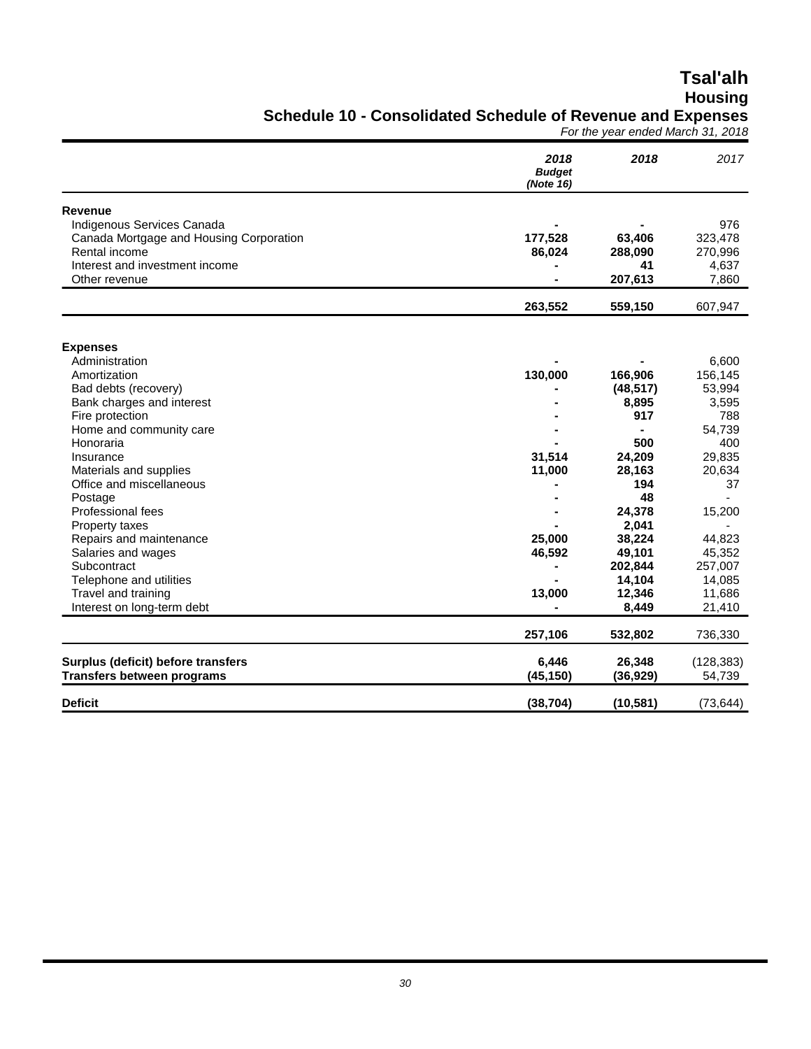# Tsal'alh

## Housing

## Schedule 10 - Consolidated Schedule of Revenue and Expenses

*For the year ended March 31, 2018*

| | *2018 Budget (Note 16)* | *2018* | *2017* |
|---|---|---|---|
| **Revenue** | | | |
| Indigenous Services Canada | **-** | **-** | 976 |
| Canada Mortgage and Housing Corporation | **177,528** | **63,406** | 323,478 |
| Rental income | **86,024** | **288,090** | 270,996 |
| Interest and investment income | **-** | **41** | 4,637 |
| Other revenue | **-** | **207,613** | 7,860 |
| | **263,552** | **559,150** | 607,947 |
| **Expenses** | | | |
| Administration | **-** | **-** | 6,600 |
| Amortization | **130,000** | **166,906** | 156,145 |
| Bad debts (recovery) | **-** | **(48,517)** | 53,994 |
| Bank charges and interest | **-** | **8,895** | 3,595 |
| Fire protection | **-** | **917** | 788 |
| Home and community care | **-** | **-** | 54,739 |
| Honoraria | **-** | **500** | 400 |
| Insurance | **31,514** | **24,209** | 29,835 |
| Materials and supplies | **11,000** | **28,163** | 20,634 |
| Office and miscellaneous | **-** | **194** | 37 |
| Postage | **-** | **48** | - |
| Professional fees | **-** | **24,378** | 15,200 |
| Property taxes | **-** | **2,041** | - |
| Repairs and maintenance | **25,000** | **38,224** | 44,823 |
| Salaries and wages | **46,592** | **49,101** | 45,352 |
| Subcontract | **-** | **202,844** | 257,007 |
| Telephone and utilities | **-** | **14,104** | 14,085 |
| Travel and training | **13,000** | **12,346** | 11,686 |
| Interest on long-term debt | **-** | **8,449** | 21,410 |
| | **257,106** | **532,802** | 736,330 |
| **Surplus (deficit) before transfers** | **6,446** | **26,348** | (128,383) |
| **Transfers between programs** | **(45,150)** | **(36,929)** | 54,739 |
| **Deficit** | **(38,704)** | **(10,581)** | (73,644) |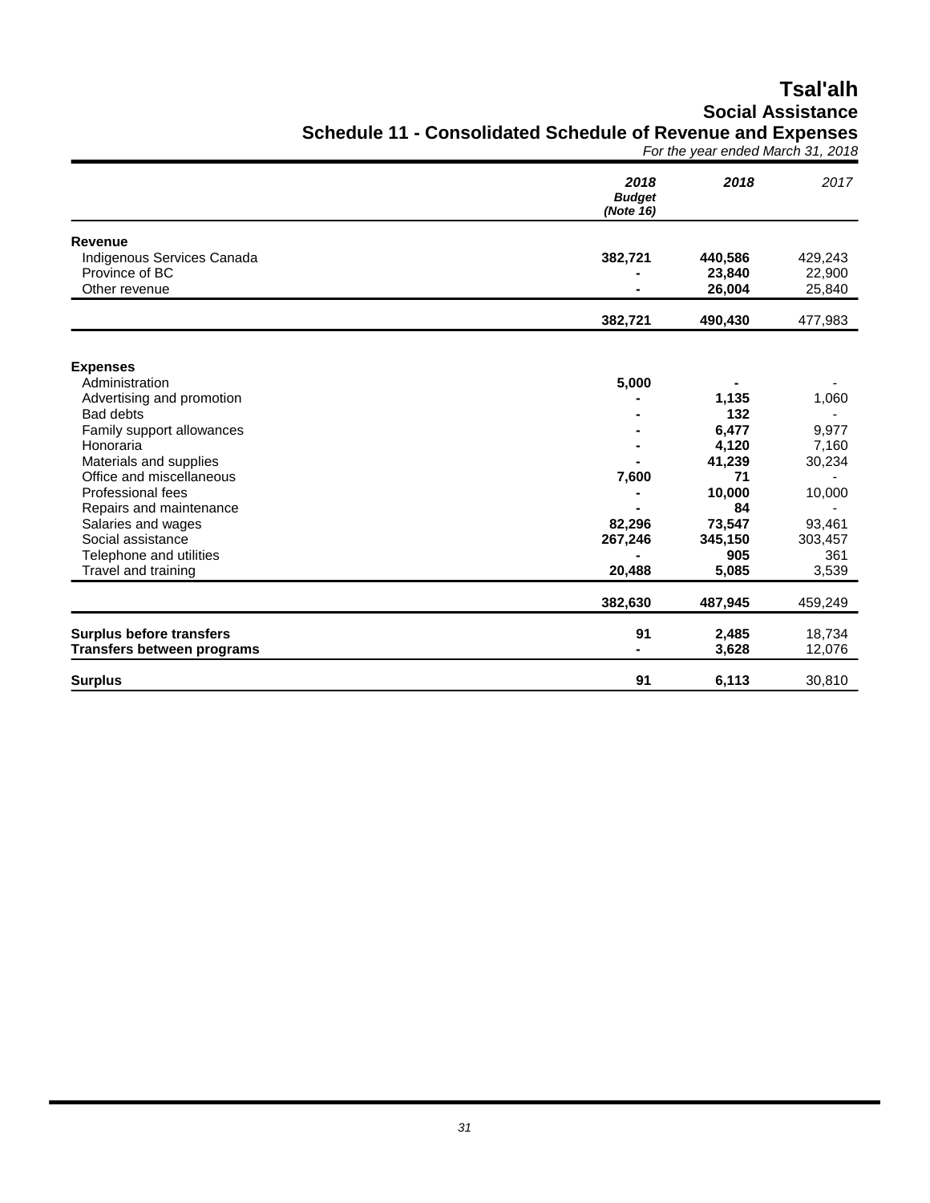# Tsal'alh

## Social Assistance

### Schedule 11 - Consolidated Schedule of Revenue and Expenses

*For the year ended March 31, 2018*

| | ***2018 Budget (Note 16)*** | ***2018*** | *2017* |
|---|---|---|---|
| **Revenue** | | | |
| Indigenous Services Canada | **382,721** | **440,586** | 429,243 |
| Province of BC | **-** | **23,840** | 22,900 |
| Other revenue | **-** | **26,004** | 25,840 |
| | **382,721** | **490,430** | 477,983 |
| **Expenses** | | | |
| Administration | **5,000** | **-** | - |
| Advertising and promotion | **-** | **1,135** | 1,060 |
| Bad debts | **-** | **132** | - |
| Family support allowances | **-** | **6,477** | 9,977 |
| Honoraria | **-** | **4,120** | 7,160 |
| Materials and supplies | **-** | **41,239** | 30,234 |
| Office and miscellaneous | **7,600** | **71** | - |
| Professional fees | **-** | **10,000** | 10,000 |
| Repairs and maintenance | **-** | **84** | - |
| Salaries and wages | **82,296** | **73,547** | 93,461 |
| Social assistance | **267,246** | **345,150** | 303,457 |
| Telephone and utilities | **-** | **905** | 361 |
| Travel and training | **20,488** | **5,085** | 3,539 |
| | **382,630** | **487,945** | 459,249 |
| **Surplus before transfers** | **91** | **2,485** | 18,734 |
| **Transfers between programs** | **-** | **3,628** | 12,076 |
| **Surplus** | **91** | **6,113** | 30,810 |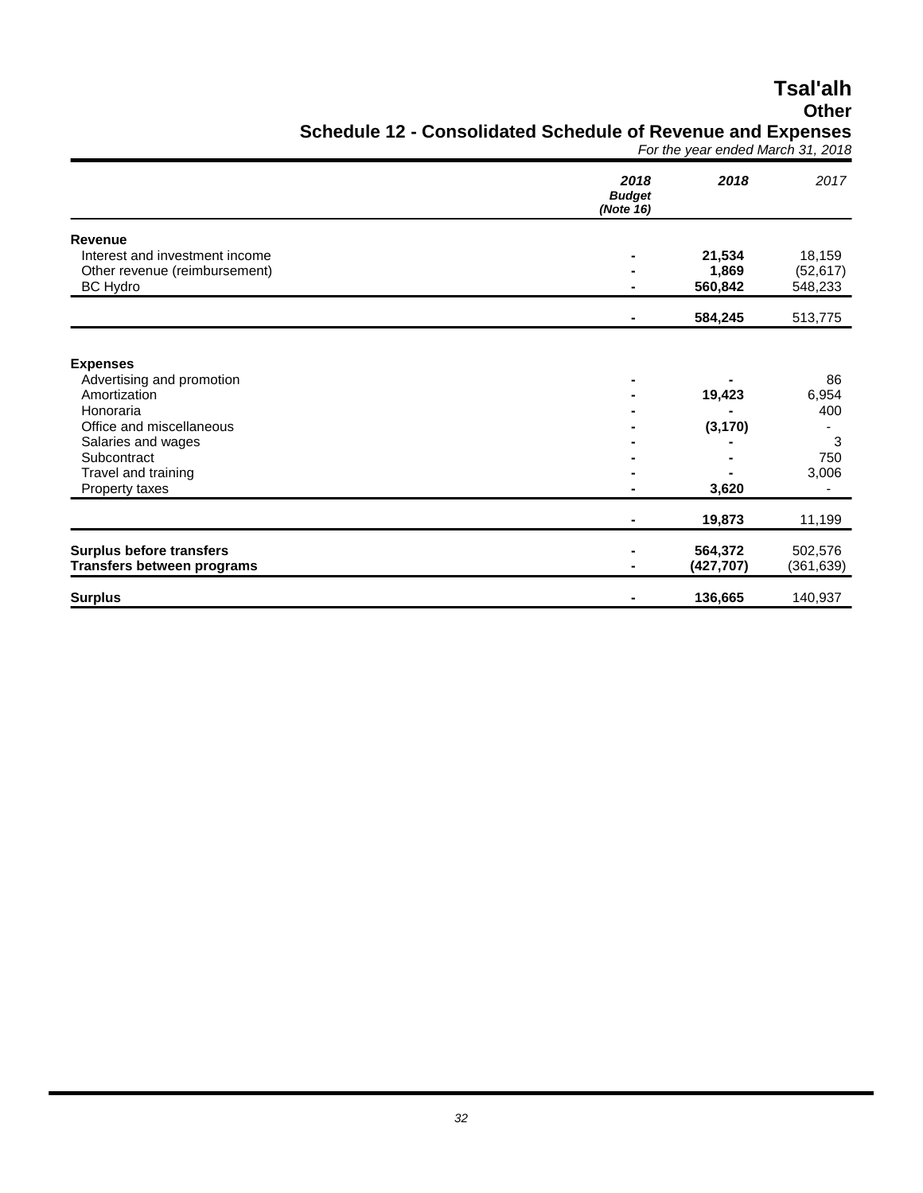# Tsal'alh

## Other

## Schedule 12 - Consolidated Schedule of Revenue and Expenses

*For the year ended March 31, 2018*

| | *2018 Budget (Note 16)* | *2018* | *2017* |
|---|---|---|---|
| **Revenue** | | | |
| Interest and investment income | - | **21,534** | 18,159 |
| Other revenue (reimbursement) | - | **1,869** | (52,617) |
| BC Hydro | - | **560,842** | 548,233 |
| | - | **584,245** | 513,775 |
| **Expenses** | | | |
| Advertising and promotion | - | **-** | 86 |
| Amortization | - | **19,423** | 6,954 |
| Honoraria | - | **-** | 400 |
| Office and miscellaneous | - | **(3,170)** | - |
| Salaries and wages | - | **-** | 3 |
| Subcontract | - | **-** | 750 |
| Travel and training | - | **-** | 3,006 |
| Property taxes | - | **3,620** | - |
| | - | **19,873** | 11,199 |
| **Surplus before transfers** | - | **564,372** | 502,576 |
| **Transfers between programs** | - | **(427,707)** | (361,639) |
| **Surplus** | - | **136,665** | 140,937 |